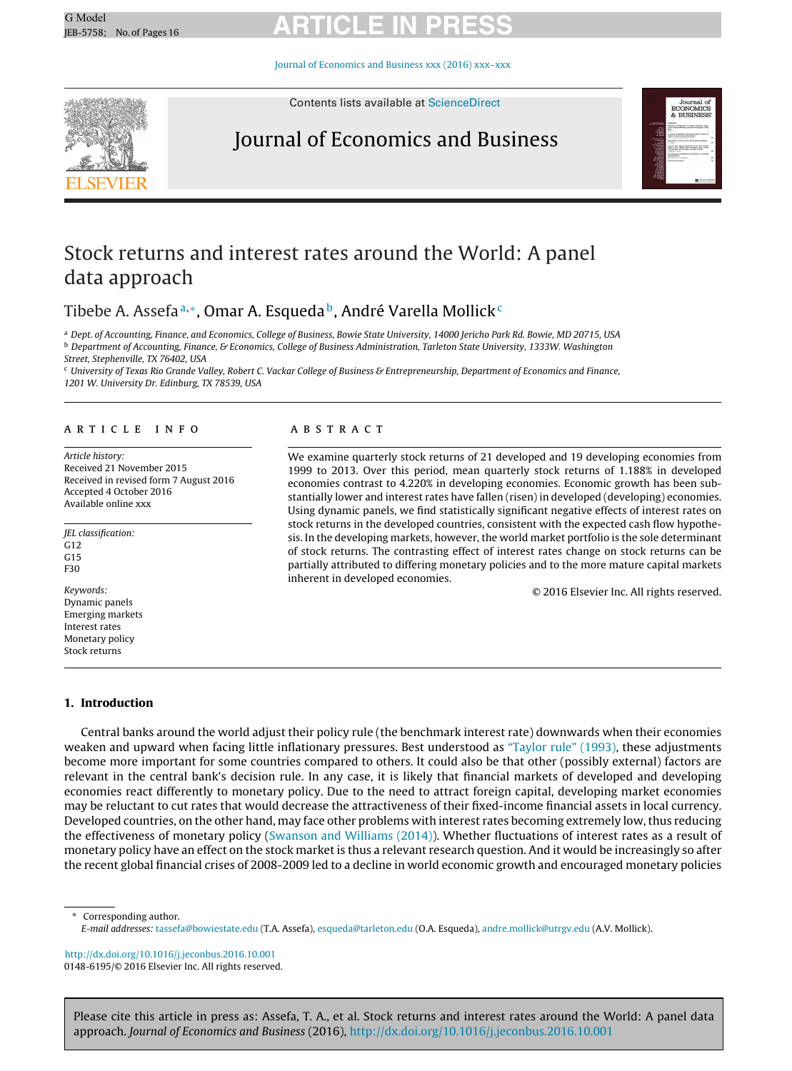# Stock returns and interest rates around the World: A panel data approach

Tibebe A. Assefa[a,*], Omar A. Esqueda[b], André Varella Mollick[c]

[a] Dept. of Accounting, Finance, and Economics, College of Business, Bowie State University, 14000 Jericho Park Rd. Bowie, MD 20715, USA
[b] Department of Accounting, Finance, & Economics, College of Business Administration, Tarleton State University, 1333W. Washington Street, Stephenville, TX 76402, USA
[c] University of Texas Rio Grande Valley, Robert C. Vackar College of Business & Entrepreneurship, Department of Economics and Finance, 1201 W. University Dr. Edinburg, TX 78539, USA

## ARTICLE INFO

*Article history:*
Received 21 November 2015
Received in revised form 7 August 2016
Accepted 4 October 2016
Available online xxx

*JEL classification:*
G12
G15
F30

*Keywords:*
Dynamic panels
Emerging markets
Interest rates
Monetary policy
Stock returns

## ABSTRACT

We examine quarterly stock returns of 21 developed and 19 developing economies from 1999 to 2013. Over this period, mean quarterly stock returns of 1.188% in developed economies contrast to 4.220% in developing economies. Economic growth has been substantially lower and interest rates have fallen (risen) in developed (developing) economies. Using dynamic panels, we find statistically significant negative effects of interest rates on stock returns in the developed countries, consistent with the expected cash flow hypothesis. In the developing markets, however, the world market portfolio is the sole determinant of stock returns. The contrasting effect of interest rates change on stock returns can be partially attributed to differing monetary policies and to the more mature capital markets inherent in developed economies.

© 2016 Elsevier Inc. All rights reserved.

## 1. Introduction

Central banks around the world adjust their policy rule (the benchmark interest rate) downwards when their economies weaken and upward when facing little inflationary pressures. Best understood as "Taylor rule" (1993), these adjustments become more important for some countries compared to others. It could also be that other (possibly external) factors are relevant in the central bank's decision rule. In any case, it is likely that financial markets of developed and developing economies react differently to monetary policy. Due to the need to attract foreign capital, developing market economies may be reluctant to cut rates that would decrease the attractiveness of their fixed-income financial assets in local currency. Developed countries, on the other hand, may face other problems with interest rates becoming extremely low, thus reducing the effectiveness of monetary policy (Swanson and Williams (2014)). Whether fluctuations of interest rates as a result of monetary policy have an effect on the stock market is thus a relevant research question. And it would be increasingly so after the recent global financial crises of 2008-2009 led to a decline in world economic growth and encouraged monetary policies

\* Corresponding author.
*E-mail addresses:* tassefa@bowiestate.edu (T.A. Assefa), esqueda@tarleton.edu (O.A. Esqueda), andre.mollick@utrgv.edu (A.V. Mollick).

http://dx.doi.org/10.1016/j.jeconbus.2016.10.001
0148-6195/© 2016 Elsevier Inc. All rights reserved.

Please cite this article in press as: Assefa, T. A., et al. Stock returns and interest rates around the World: A panel data approach. *Journal of Economics and Business* (2016), http://dx.doi.org/10.1016/j.jeconbus.2016.10.001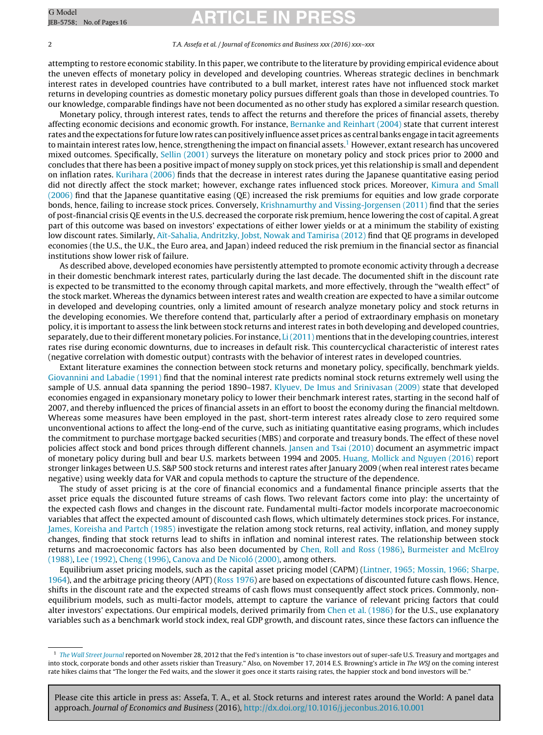attempting to restore economic stability. In this paper, we contribute to the literature by providing empirical evidence about the uneven effects of monetary policy in developed and developing countries. Whereas strategic declines in benchmark interest rates in developed countries have contributed to a bull market, interest rates have not influenced stock market returns in developing countries as domestic monetary policy pursues different goals than those in developed countries. To our knowledge, comparable findings have not been documented as no other study has explored a similar research question.

Monetary policy, through interest rates, tends to affect the returns and therefore the prices of financial assets, thereby affecting economic decisions and economic growth. For instance, Bernanke and Reinhart (2004) state that current interest rates and the expectations for future low rates can positively influence asset prices as central banks engage in tacit agreements to maintain interest rates low, hence, strengthening the impact on financial assets.[1] However, extant research has uncovered mixed outcomes. Specifically, Sellin (2001) surveys the literature on monetary policy and stock prices prior to 2000 and concludes that there has been a positive impact of money supply on stock prices, yet this relationship is small and dependent on inflation rates. Kurihara (2006) finds that the decrease in interest rates during the Japanese quantitative easing period did not directly affect the stock market; however, exchange rates influenced stock prices. Moreover, Kimura and Small (2006) find that the Japanese quantitative easing (QE) increased the risk premiums for equities and low grade corporate bonds, hence, failing to increase stock prices. Conversely, Krishnamurthy and Vissing-Jorgensen (2011) find that the series of post-financial crisis QE events in the U.S. decreased the corporate risk premium, hence lowering the cost of capital. A great part of this outcome was based on investors' expectations of either lower yields or at a minimum the stability of existing low discount rates. Similarly, Aït-Sahalia, Andritzky, Jobst, Nowak and Tamirisa (2012) find that QE programs in developed economies (the U.S., the U.K., the Euro area, and Japan) indeed reduced the risk premium in the financial sector as financial institutions show lower risk of failure.

As described above, developed economies have persistently attempted to promote economic activity through a decrease in their domestic benchmark interest rates, particularly during the last decade. The documented shift in the discount rate is expected to be transmitted to the economy through capital markets, and more effectively, through the "wealth effect" of the stock market. Whereas the dynamics between interest rates and wealth creation are expected to have a similar outcome in developed and developing countries, only a limited amount of research analyze monetary policy and stock returns in the developing economies. We therefore contend that, particularly after a period of extraordinary emphasis on monetary policy, it is important to assess the link between stock returns and interest rates in both developing and developed countries, separately, due to their different monetary policies. For instance, Li (2011) mentions that in the developing countries, interest rates rise during economic downturns, due to increases in default risk. This countercyclical characteristic of interest rates (negative correlation with domestic output) contrasts with the behavior of interest rates in developed countries.

Extant literature examines the connection between stock returns and monetary policy, specifically, benchmark yields. Giovannini and Labadie (1991) find that the nominal interest rate predicts nominal stock returns extremely well using the sample of U.S. annual data spanning the period 1890–1987. Klyuev, De Imus and Srinivasan (2009) state that developed economies engaged in expansionary monetary policy to lower their benchmark interest rates, starting in the second half of 2007, and thereby influenced the prices of financial assets in an effort to boost the economy during the financial meltdown. Whereas some measures have been employed in the past, short-term interest rates already close to zero required some unconventional actions to affect the long-end of the curve, such as initiating quantitative easing programs, which includes the commitment to purchase mortgage backed securities (MBS) and corporate and treasury bonds. The effect of these novel policies affect stock and bond prices through different channels. Jansen and Tsai (2010) document an asymmetric impact of monetary policy during bull and bear U.S. markets between 1994 and 2005. Huang, Mollick and Nguyen (2016) report stronger linkages between U.S. S&P 500 stock returns and interest rates after January 2009 (when real interest rates became negative) using weekly data for VAR and copula methods to capture the structure of the dependence.

The study of asset pricing is at the core of financial economics and a fundamental finance principle asserts that the asset price equals the discounted future streams of cash flows. Two relevant factors come into play: the uncertainty of the expected cash flows and changes in the discount rate. Fundamental multi-factor models incorporate macroeconomic variables that affect the expected amount of discounted cash flows, which ultimately determines stock prices. For instance, James, Koreisha and Partch (1985) investigate the relation among stock returns, real activity, inflation, and money supply changes, finding that stock returns lead to shifts in inflation and nominal interest rates. The relationship between stock returns and macroeconomic factors has also been documented by Chen, Roll and Ross (1986), Burmeister and McElroy (1988), Lee (1992), Cheng (1996), Canova and De Nicoló (2000), among others.

Equilibrium asset pricing models, such as the capital asset pricing model (CAPM) (Lintner, 1965; Mossin, 1966; Sharpe, 1964), and the arbitrage pricing theory (APT) (Ross 1976) are based on expectations of discounted future cash flows. Hence, shifts in the discount rate and the expected streams of cash flows must consequently affect stock prices. Commonly, non-equilibrium models, such as multi-factor models, attempt to capture the variance of relevant pricing factors that could alter investors' expectations. Our empirical models, derived primarily from Chen et al. (1986) for the U.S., use explanatory variables such as a benchmark world stock index, real GDP growth, and discount rates, since these factors can influence the

[1] *The Wall Street Journal* reported on November 28, 2012 that the Fed's intention is "to chase investors out of super-safe U.S. Treasury and mortgages and into stock, corporate bonds and other assets riskier than Treasury." Also, on November 17, 2014 E.S. Browning's article in *The WSJ* on the coming interest rate hikes claims that "The longer the Fed waits, and the slower it goes once it starts raising rates, the happier stock and bond investors will be."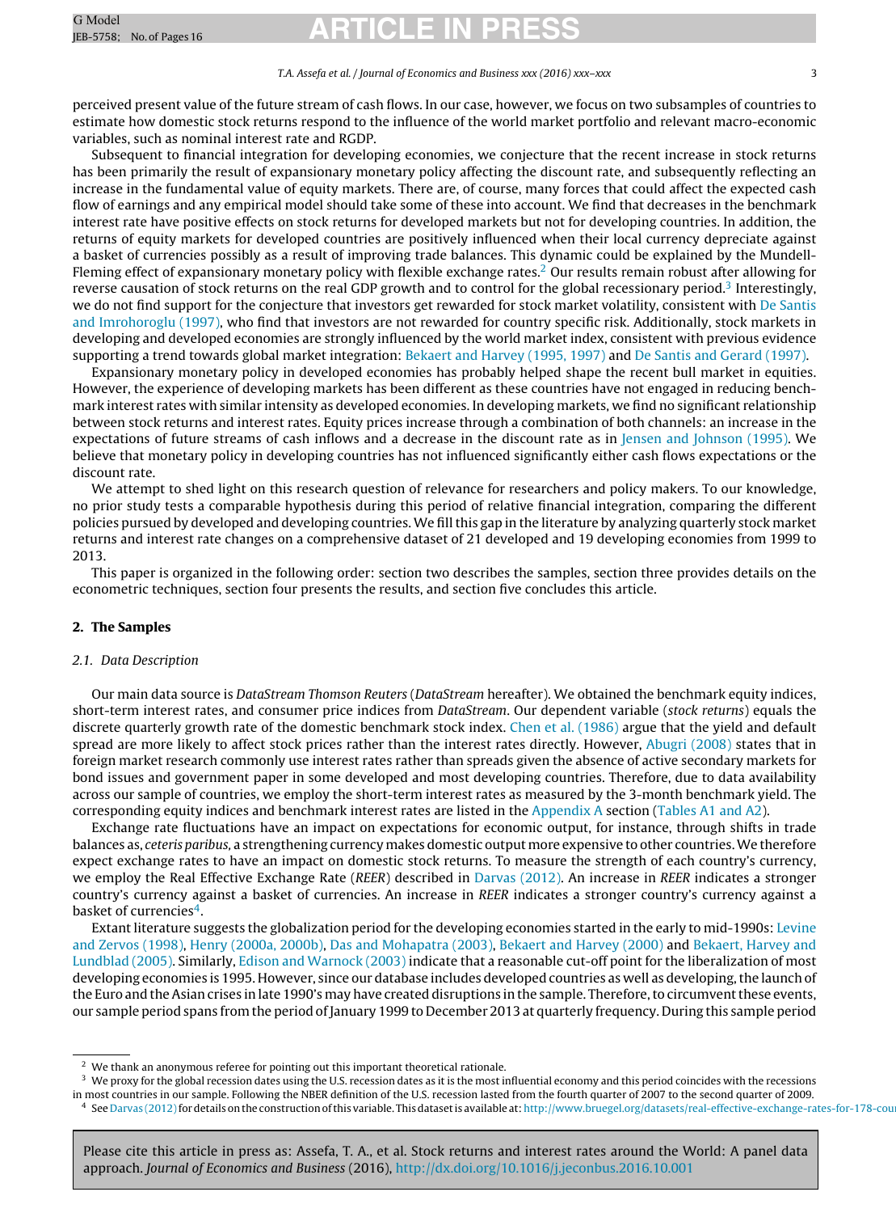perceived present value of the future stream of cash flows. In our case, however, we focus on two subsamples of countries to estimate how domestic stock returns respond to the influence of the world market portfolio and relevant macro-economic variables, such as nominal interest rate and RGDP.

Subsequent to financial integration for developing economies, we conjecture that the recent increase in stock returns has been primarily the result of expansionary monetary policy affecting the discount rate, and subsequently reflecting an increase in the fundamental value of equity markets. There are, of course, many forces that could affect the expected cash flow of earnings and any empirical model should take some of these into account. We find that decreases in the benchmark interest rate have positive effects on stock returns for developed markets but not for developing countries. In addition, the returns of equity markets for developed countries are positively influenced when their local currency depreciate against a basket of currencies possibly as a result of improving trade balances. This dynamic could be explained by the Mundell-Fleming effect of expansionary monetary policy with flexible exchange rates.[2] Our results remain robust after allowing for reverse causation of stock returns on the real GDP growth and to control for the global recessionary period.[3] Interestingly, we do not find support for the conjecture that investors get rewarded for stock market volatility, consistent with De Santis and Imrohoroglu (1997), who find that investors are not rewarded for country specific risk. Additionally, stock markets in developing and developed economies are strongly influenced by the world market index, consistent with previous evidence supporting a trend towards global market integration: Bekaert and Harvey (1995, 1997) and De Santis and Gerard (1997).

Expansionary monetary policy in developed economies has probably helped shape the recent bull market in equities. However, the experience of developing markets has been different as these countries have not engaged in reducing benchmark interest rates with similar intensity as developed economies. In developing markets, we find no significant relationship between stock returns and interest rates. Equity prices increase through a combination of both channels: an increase in the expectations of future streams of cash inflows and a decrease in the discount rate as in Jensen and Johnson (1995). We believe that monetary policy in developing countries has not influenced significantly either cash flows expectations or the discount rate.

We attempt to shed light on this research question of relevance for researchers and policy makers. To our knowledge, no prior study tests a comparable hypothesis during this period of relative financial integration, comparing the different policies pursued by developed and developing countries. We fill this gap in the literature by analyzing quarterly stock market returns and interest rate changes on a comprehensive dataset of 21 developed and 19 developing economies from 1999 to 2013.

This paper is organized in the following order: section two describes the samples, section three provides details on the econometric techniques, section four presents the results, and section five concludes this article.

## 2. The Samples

### 2.1. Data Description

Our main data source is *DataStream Thomson Reuters* (*DataStream* hereafter). We obtained the benchmark equity indices, short-term interest rates, and consumer price indices from *DataStream*. Our dependent variable (*stock returns*) equals the discrete quarterly growth rate of the domestic benchmark stock index. Chen et al. (1986) argue that the yield and default spread are more likely to affect stock prices rather than the interest rates directly. However, Abugri (2008) states that in foreign market research commonly use interest rates rather than spreads given the absence of active secondary markets for bond issues and government paper in some developed and most developing countries. Therefore, due to data availability across our sample of countries, we employ the short-term interest rates as measured by the 3-month benchmark yield. The corresponding equity indices and benchmark interest rates are listed in the Appendix A section (Tables A1 and A2).

Exchange rate fluctuations have an impact on expectations for economic output, for instance, through shifts in trade balances as, *ceteris paribus*, a strengthening currency makes domestic output more expensive to other countries. We therefore expect exchange rates to have an impact on domestic stock returns. To measure the strength of each country's currency, we employ the Real Effective Exchange Rate (*REER*) described in Darvas (2012). An increase in *REER* indicates a stronger country's currency against a basket of currencies. An increase in *REER* indicates a stronger country's currency against a basket of currencies[4].

Extant literature suggests the globalization period for the developing economies started in the early to mid-1990s: Levine and Zervos (1998), Henry (2000a, 2000b), Das and Mohapatra (2003), Bekaert and Harvey (2000) and Bekaert, Harvey and Lundblad (2005). Similarly, Edison and Warnock (2003) indicate that a reasonable cut-off point for the liberalization of most developing economies is 1995. However, since our database includes developed countries as well as developing, the launch of the Euro and the Asian crises in late 1990's may have created disruptions in the sample. Therefore, to circumvent these events, our sample period spans from the period of January 1999 to December 2013 at quarterly frequency. During this sample period

[2] We thank an anonymous referee for pointing out this important theoretical rationale.

[3] We proxy for the global recession dates using the U.S. recession dates as it is the most influential economy and this period coincides with the recessions in most countries in our sample. Following the NBER definition of the U.S. recession lasted from the fourth quarter of 2007 to the second quarter of 2009.

[4] See Darvas (2012) for details on the construction of this variable. This dataset is available at: http://www.bruegel.org/datasets/real-effective-exchange-rates-for-178-cou

Please cite this article in press as: Assefa, T. A., et al. Stock returns and interest rates around the World: A panel data approach. *Journal of Economics and Business* (2016), http://dx.doi.org/10.1016/j.jeconbus.2016.10.001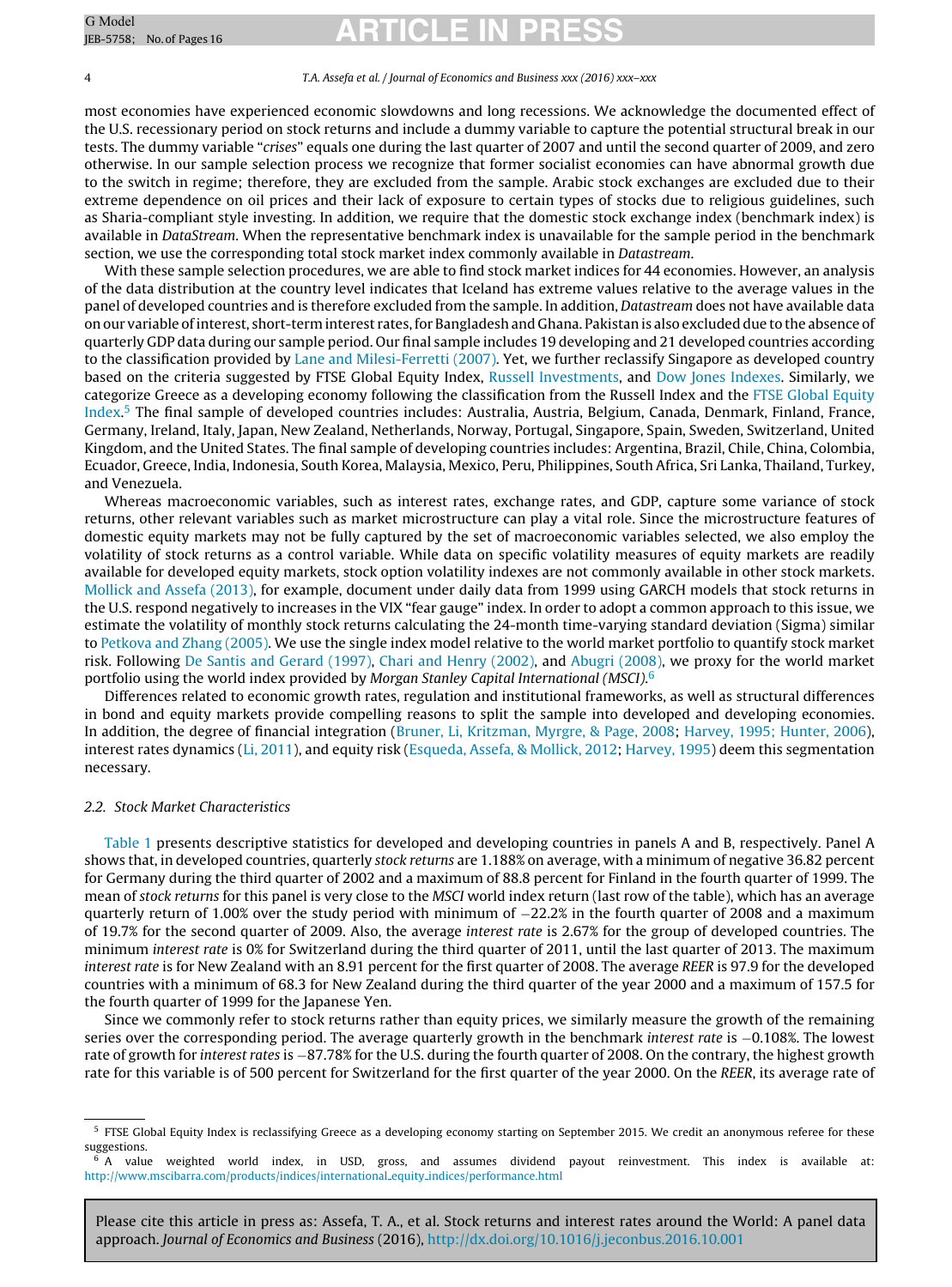most economies have experienced economic slowdowns and long recessions. We acknowledge the documented effect of the U.S. recessionary period on stock returns and include a dummy variable to capture the potential structural break in our tests. The dummy variable "*crises*" equals one during the last quarter of 2007 and until the second quarter of 2009, and zero otherwise. In our sample selection process we recognize that former socialist economies can have abnormal growth due to the switch in regime; therefore, they are excluded from the sample. Arabic stock exchanges are excluded due to their extreme dependence on oil prices and their lack of exposure to certain types of stocks due to religious guidelines, such as Sharia-compliant style investing. In addition, we require that the domestic stock exchange index (benchmark index) is available in *DataStream*. When the representative benchmark index is unavailable for the sample period in the benchmark section, we use the corresponding total stock market index commonly available in *Datastream*.

With these sample selection procedures, we are able to find stock market indices for 44 economies. However, an analysis of the data distribution at the country level indicates that Iceland has extreme values relative to the average values in the panel of developed countries and is therefore excluded from the sample. In addition, *Datastream* does not have available data on our variable of interest, short-term interest rates, for Bangladesh and Ghana. Pakistan is also excluded due to the absence of quarterly GDP data during our sample period. Our final sample includes 19 developing and 21 developed countries according to the classification provided by Lane and Milesi-Ferretti (2007). Yet, we further reclassify Singapore as developed country based on the criteria suggested by FTSE Global Equity Index, Russell Investments, and Dow Jones Indexes. Similarly, we categorize Greece as a developing economy following the classification from the Russell Index and the FTSE Global Equity Index.[5] The final sample of developed countries includes: Australia, Austria, Belgium, Canada, Denmark, Finland, France, Germany, Ireland, Italy, Japan, New Zealand, Netherlands, Norway, Portugal, Singapore, Spain, Sweden, Switzerland, United Kingdom, and the United States. The final sample of developing countries includes: Argentina, Brazil, Chile, China, Colombia, Ecuador, Greece, India, Indonesia, South Korea, Malaysia, Mexico, Peru, Philippines, South Africa, Sri Lanka, Thailand, Turkey, and Venezuela.

Whereas macroeconomic variables, such as interest rates, exchange rates, and GDP, capture some variance of stock returns, other relevant variables such as market microstructure can play a vital role. Since the microstructure features of domestic equity markets may not be fully captured by the set of macroeconomic variables selected, we also employ the volatility of stock returns as a control variable. While data on specific volatility measures of equity markets are readily available for developed equity markets, stock option volatility indexes are not commonly available in other stock markets. Mollick and Assefa (2013), for example, document under daily data from 1999 using GARCH models that stock returns in the U.S. respond negatively to increases in the VIX "fear gauge" index. In order to adopt a common approach to this issue, we estimate the volatility of monthly stock returns calculating the 24-month time-varying standard deviation (Sigma) similar to Petkova and Zhang (2005). We use the single index model relative to the world market portfolio to quantify stock market risk. Following De Santis and Gerard (1997), Chari and Henry (2002), and Abugri (2008), we proxy for the world market portfolio using the world index provided by *Morgan Stanley Capital International (MSCI)*.[6]

Differences related to economic growth rates, regulation and institutional frameworks, as well as structural differences in bond and equity markets provide compelling reasons to split the sample into developed and developing economies. In addition, the degree of financial integration (Bruner, Li, Kritzman, Myrgre, & Page, 2008; Harvey, 1995; Hunter, 2006), interest rates dynamics (Li, 2011), and equity risk (Esqueda, Assefa, & Mollick, 2012; Harvey, 1995) deem this segmentation necessary.

### 2.2. Stock Market Characteristics

Table 1 presents descriptive statistics for developed and developing countries in panels A and B, respectively. Panel A shows that, in developed countries, quarterly *stock returns* are 1.188% on average, with a minimum of negative 36.82 percent for Germany during the third quarter of 2002 and a maximum of 88.8 percent for Finland in the fourth quarter of 1999. The mean of *stock returns* for this panel is very close to the *MSCI* world index return (last row of the table), which has an average quarterly return of 1.00% over the study period with minimum of −22.2% in the fourth quarter of 2008 and a maximum of 19.7% for the second quarter of 2009. Also, the average *interest rate* is 2.67% for the group of developed countries. The minimum *interest rate* is 0% for Switzerland during the third quarter of 2011, until the last quarter of 2013. The maximum *interest rate* is for New Zealand with an 8.91 percent for the first quarter of 2008. The average *REER* is 97.9 for the developed countries with a minimum of 68.3 for New Zealand during the third quarter of the year 2000 and a maximum of 157.5 for the fourth quarter of 1999 for the Japanese Yen.

Since we commonly refer to stock returns rather than equity prices, we similarly measure the growth of the remaining series over the corresponding period. The average quarterly growth in the benchmark *interest rate* is −0.108%. The lowest rate of growth for *interest rates* is −87.78% for the U.S. during the fourth quarter of 2008. On the contrary, the highest growth rate for this variable is of 500 percent for Switzerland for the first quarter of the year 2000. On the *REER*, its average rate of

---

[5] FTSE Global Equity Index is reclassifying Greece as a developing economy starting on September 2015. We credit an anonymous referee for these suggestions.

[6] A value weighted world index, in USD, gross, and assumes dividend payout reinvestment. This index is available at: http://www.mscibarra.com/products/indices/international_equity_indices/performance.html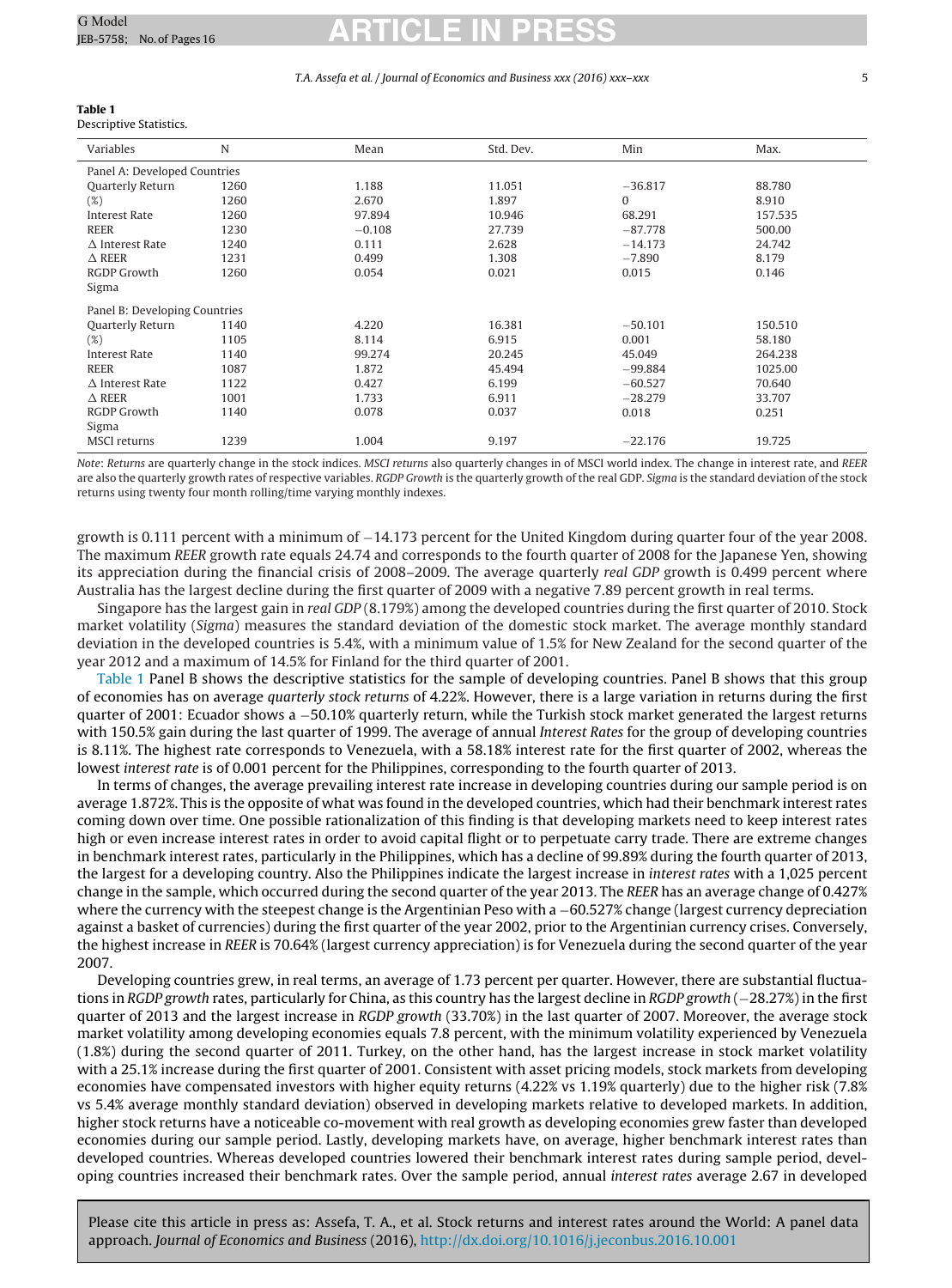**Table 1**
Descriptive Statistics.

| Variables | N | Mean | Std. Dev. | Min | Max. |
|---|---|---|---|---|---|
| Panel A: Developed Countries | | | | | |
| Quarterly Return | 1260 | 1.188 | 11.051 | −36.817 | 88.780 |
| (%) | 1260 | 2.670 | 1.897 | 0 | 8.910 |
| Interest Rate | 1260 | 97.894 | 10.946 | 68.291 | 157.535 |
| REER | 1230 | −0.108 | 27.739 | −87.778 | 500.00 |
| Δ Interest Rate | 1240 | 0.111 | 2.628 | −14.173 | 24.742 |
| Δ REER | 1231 | 0.499 | 1.308 | −7.890 | 8.179 |
| RGDP Growth | 1260 | 0.054 | 0.021 | 0.015 | 0.146 |
| Sigma | | | | | |
| Panel B: Developing Countries | | | | | |
| Quarterly Return | 1140 | 4.220 | 16.381 | −50.101 | 150.510 |
| (%) | 1105 | 8.114 | 6.915 | 0.001 | 58.180 |
| Interest Rate | 1140 | 99.274 | 20.245 | 45.049 | 264.238 |
| REER | 1087 | 1.872 | 45.494 | −99.884 | 1025.00 |
| Δ Interest Rate | 1122 | 0.427 | 6.199 | −60.527 | 70.640 |
| Δ REER | 1001 | 1.733 | 6.911 | −28.279 | 33.707 |
| RGDP Growth | 1140 | 0.078 | 0.037 | 0.018 | 0.251 |
| Sigma | | | | | |
| MSCI returns | 1239 | 1.004 | 9.197 | −22.176 | 19.725 |

*Note*: *Returns* are quarterly change in the stock indices. *MSCI returns* also quarterly changes in of MSCI world index. The change in interest rate, and *REER* are also the quarterly growth rates of respective variables. *RGDP Growth* is the quarterly growth of the real GDP. *Sigma* is the standard deviation of the stock returns using twenty four month rolling/time varying monthly indexes.

growth is 0.111 percent with a minimum of −14.173 percent for the United Kingdom during quarter four of the year 2008. The maximum *REER* growth rate equals 24.74 and corresponds to the fourth quarter of 2008 for the Japanese Yen, showing its appreciation during the financial crisis of 2008–2009. The average quarterly *real GDP* growth is 0.499 percent where Australia has the largest decline during the first quarter of 2009 with a negative 7.89 percent growth in real terms.

Singapore has the largest gain in *real GDP* (8.179%) among the developed countries during the first quarter of 2010. Stock market volatility (*Sigma*) measures the standard deviation of the domestic stock market. The average monthly standard deviation in the developed countries is 5.4%, with a minimum value of 1.5% for New Zealand for the second quarter of the year 2012 and a maximum of 14.5% for Finland for the third quarter of 2001.

Table 1 Panel B shows the descriptive statistics for the sample of developing countries. Panel B shows that this group of economies has on average *quarterly stock returns* of 4.22%. However, there is a large variation in returns during the first quarter of 2001: Ecuador shows a −50.10% quarterly return, while the Turkish stock market generated the largest returns with 150.5% gain during the last quarter of 1999. The average of annual *Interest Rates* for the group of developing countries is 8.11%. The highest rate corresponds to Venezuela, with a 58.18% interest rate for the first quarter of 2002, whereas the lowest *interest rate* is of 0.001 percent for the Philippines, corresponding to the fourth quarter of 2013.

In terms of changes, the average prevailing interest rate increase in developing countries during our sample period is on average 1.872%. This is the opposite of what was found in the developed countries, which had their benchmark interest rates coming down over time. One possible rationalization of this finding is that developing markets need to keep interest rates high or even increase interest rates in order to avoid capital flight or to perpetuate carry trade. There are extreme changes in benchmark interest rates, particularly in the Philippines, which has a decline of 99.89% during the fourth quarter of 2013, the largest for a developing country. Also the Philippines indicate the largest increase in *interest rates* with a 1,025 percent change in the sample, which occurred during the second quarter of the year 2013. The *REER* has an average change of 0.427% where the currency with the steepest change is the Argentinian Peso with a −60.527% change (largest currency depreciation against a basket of currencies) during the first quarter of the year 2002, prior to the Argentinian currency crises. Conversely, the highest increase in *REER* is 70.64% (largest currency appreciation) is for Venezuela during the second quarter of the year 2007.

Developing countries grew, in real terms, an average of 1.73 percent per quarter. However, there are substantial fluctuations in *RGDP growth* rates, particularly for China, as this country has the largest decline in *RGDP growth* (−28.27%) in the first quarter of 2013 and the largest increase in *RGDP growth* (33.70%) in the last quarter of 2007. Moreover, the average stock market volatility among developing economies equals 7.8 percent, with the minimum volatility experienced by Venezuela (1.8%) during the second quarter of 2011. Turkey, on the other hand, has the largest increase in stock market volatility with a 25.1% increase during the first quarter of 2001. Consistent with asset pricing models, stock markets from developing economies have compensated investors with higher equity returns (4.22% vs 1.19% quarterly) due to the higher risk (7.8% vs 5.4% average monthly standard deviation) observed in developing markets relative to developed markets. In addition, higher stock returns have a noticeable co-movement with real growth as developing economies grew faster than developed economies during our sample period. Lastly, developing markets have, on average, higher benchmark interest rates than developed countries. Whereas developed countries lowered their benchmark interest rates during sample period, developing countries increased their benchmark rates. Over the sample period, annual *interest rates* average 2.67 in developed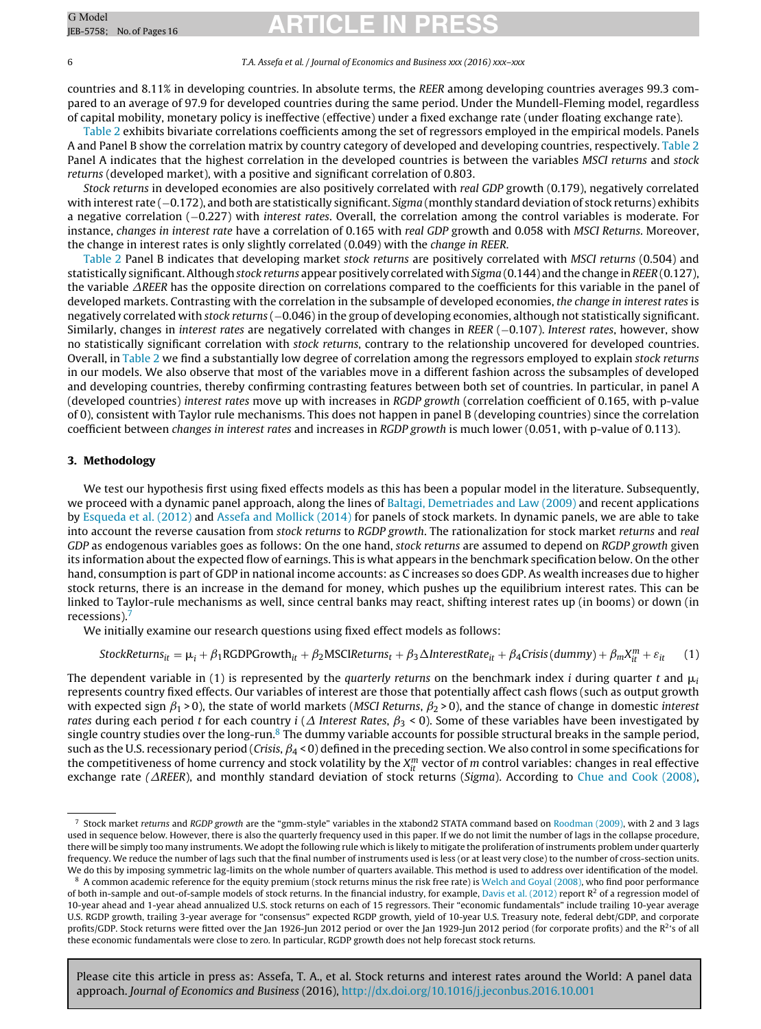countries and 8.11% in developing countries. In absolute terms, the *REER* among developing countries averages 99.3 compared to an average of 97.9 for developed countries during the same period. Under the Mundell-Fleming model, regardless of capital mobility, monetary policy is ineffective (effective) under a fixed exchange rate (under floating exchange rate).

Table 2 exhibits bivariate correlations coefficients among the set of regressors employed in the empirical models. Panels A and Panel B show the correlation matrix by country category of developed and developing countries, respectively. Table 2 Panel A indicates that the highest correlation in the developed countries is between the variables *MSCI returns* and *stock returns* (developed market), with a positive and significant correlation of 0.803.

*Stock returns* in developed economies are also positively correlated with *real GDP* growth (0.179), negatively correlated with interest rate (−0.172), and both are statistically significant. *Sigma* (monthly standard deviation of stock returns) exhibits a negative correlation (−0.227) with *interest rates*. Overall, the correlation among the control variables is moderate. For instance, *changes in interest rate* have a correlation of 0.165 with *real GDP* growth and 0.058 with *MSCI Returns*. Moreover, the change in interest rates is only slightly correlated (0.049) with the *change in REER*.

Table 2 Panel B indicates that developing market *stock returns* are positively correlated with *MSCI returns* (0.504) and statistically significant. Although *stock returns* appear positively correlated with *Sigma* (0.144) and the change in *REER* (0.127), the variable *ΔREER* has the opposite direction on correlations compared to the coefficients for this variable in the panel of developed markets. Contrasting with the correlation in the subsample of developed economies, *the change in interest rates* is negatively correlated with *stock returns* (−0.046) in the group of developing economies, although not statistically significant. Similarly, changes in *interest rates* are negatively correlated with changes in *REER* (−0.107). *Interest rates*, however, show no statistically significant correlation with *stock returns*, contrary to the relationship uncovered for developed countries. Overall, in Table 2 we find a substantially low degree of correlation among the regressors employed to explain *stock returns* in our models. We also observe that most of the variables move in a different fashion across the subsamples of developed and developing countries, thereby confirming contrasting features between both set of countries. In particular, in panel A (developed countries) *interest rates* move up with increases in *RGDP growth* (correlation coefficient of 0.165, with p-value of 0), consistent with Taylor rule mechanisms. This does not happen in panel B (developing countries) since the correlation coefficient between *changes in interest rates* and increases in *RGDP growth* is much lower (0.051, with p-value of 0.113).

## 3. Methodology

We test our hypothesis first using fixed effects models as this has been a popular model in the literature. Subsequently, we proceed with a dynamic panel approach, along the lines of Baltagi, Demetriades and Law (2009) and recent applications by Esqueda et al. (2012) and Assefa and Mollick (2014) for panels of stock markets. In dynamic panels, we are able to take into account the reverse causation from *stock returns* to *RGDP growth*. The rationalization for stock market *returns* and *real GDP* as endogenous variables goes as follows: On the one hand, *stock returns* are assumed to depend on *RGDP growth* given its information about the expected flow of earnings. This is what appears in the benchmark specification below. On the other hand, consumption is part of GDP in national income accounts: as C increases so does GDP. As wealth increases due to higher stock returns, there is an increase in the demand for money, which pushes up the equilibrium interest rates. This can be linked to Taylor-rule mechanisms as well, since central banks may react, shifting interest rates up (in booms) or down (in recessions).[7]

We initially examine our research questions using fixed effect models as follows:

$$StockReturns_{it} = \mu_i + \beta_1 \mathrm{RGDPGrowth}_{it} + \beta_2 \mathrm{MSCI}Returns_t + \beta_3 \Delta InterestRate_{it} + \beta_4 Crisis\,(dummy) + \beta_m X_{it}^m + \varepsilon_{it} \qquad (1)$$

The dependent variable in (1) is represented by the *quarterly returns* on the benchmark index $i$ during quarter $t$ and $\mu_i$ represents country fixed effects. Our variables of interest are those that potentially affect cash flows (such as output growth with expected sign $\beta_1 > 0$), the state of world markets (*MSCI Returns*, $\beta_2 > 0$), and the stance of change in domestic *interest rates* during each period $t$ for each country $i$ (*Δ Interest Rates*, $\beta_3 < 0$). Some of these variables have been investigated by single country studies over the long-run.[8] The dummy variable accounts for possible structural breaks in the sample period, such as the U.S. recessionary period (*Crisis*, $\beta_4 < 0$) defined in the preceding section. We also control in some specifications for the competitiveness of home currency and stock volatility by the $X_{it}^m$ vector of $m$ control variables: changes in real effective exchange rate (*ΔREER*), and monthly standard deviation of stock returns (*Sigma*). According to Chue and Cook (2008),

---

[7] Stock market *returns* and *RGDP growth* are the "gmm-style" variables in the xtabond2 STATA command based on Roodman (2009), with 2 and 3 lags used in sequence below. However, there is also the quarterly frequency used in this paper. If we do not limit the number of lags in the collapse procedure, there will be simply too many instruments. We adopt the following rule which is likely to mitigate the proliferation of instruments problem under quarterly frequency. We reduce the number of lags such that the final number of instruments used is less (or at least very close) to the number of cross-section units. We do this by imposing symmetric lag-limits on the whole number of quarters available. This method is used to address over identification of the model.

[8] A common academic reference for the equity premium (stock returns minus the risk free rate) is Welch and Goyal (2008), who find poor performance of both in-sample and out-of-sample models of stock returns. In the financial industry, for example, Davis et al. (2012) report $R^2$ of a regression model of 10-year ahead and 1-year ahead annualized U.S. stock returns on each of 15 regressors. Their "economic fundamentals" include trailing 10-year average U.S. RGDP growth, trailing 3-year average for "consensus" expected RGDP growth, yield of 10-year U.S. Treasury note, federal debt/GDP, and corporate profits/GDP. Stock returns were fitted over the Jan 1926-Jun 2012 period or over the Jan 1929-Jun 2012 period (for corporate profits) and the $R^2$'s of all these economic fundamentals were close to zero. In particular, RGDP growth does not help forecast stock returns.

Please cite this article in press as: Assefa, T. A., et al. Stock returns and interest rates around the World: A panel data approach. *Journal of Economics and Business* (2016), http://dx.doi.org/10.1016/j.jeconbus.2016.10.001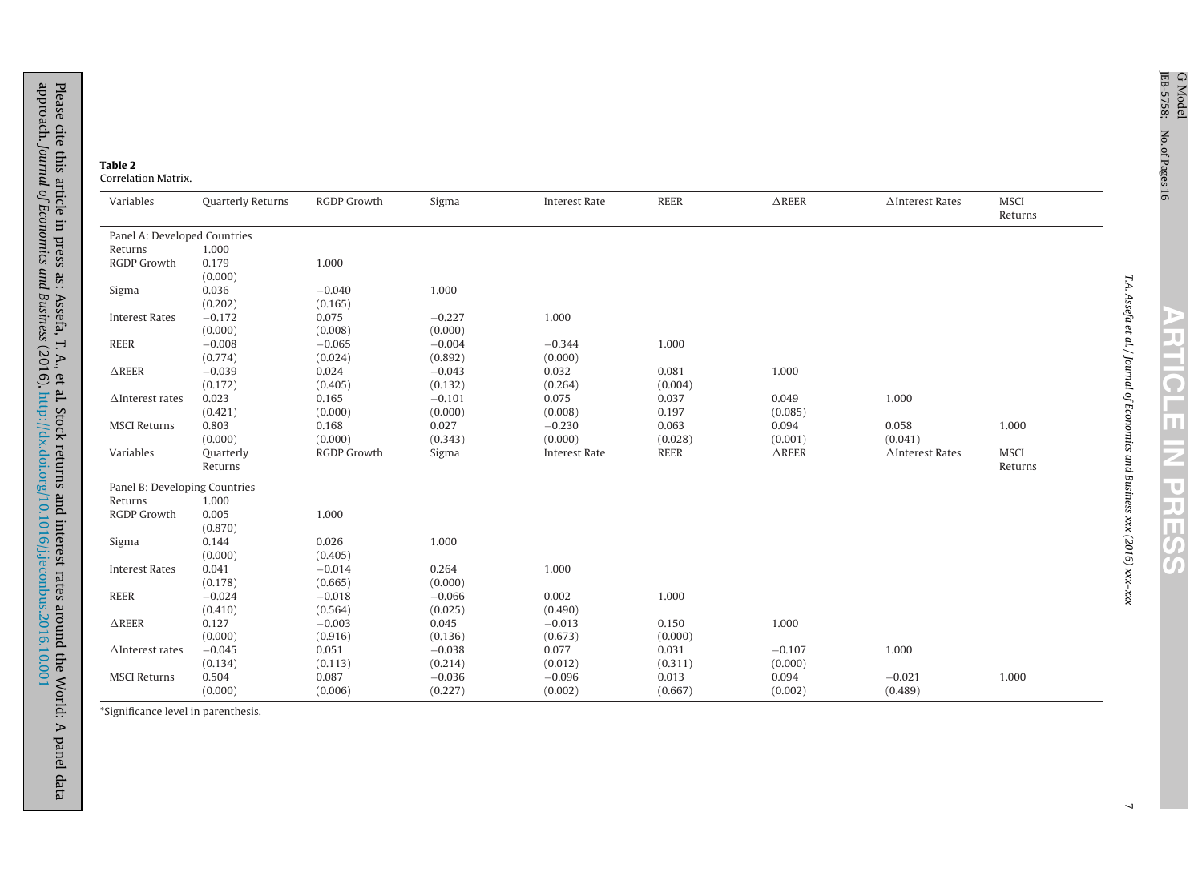**Table 2**
Correlation Matrix.

| Variables | Quarterly Returns | RGDP Growth | Sigma | Interest Rate | REER | ΔREER | ΔInterest Rates | MSCI Returns |
|---|---|---|---|---|---|---|---|---|
| Panel A: Developed Countries | | | | | | | | |
| Returns | 1.000 | | | | | | | |
| RGDP Growth | 0.179 | 1.000 | | | | | | |
| | (0.000) | | | | | | | |
| Sigma | 0.036 | −0.040 | 1.000 | | | | | |
| | (0.202) | (0.165) | | | | | | |
| Interest Rates | −0.172 | 0.075 | −0.227 | 1.000 | | | | |
| | (0.000) | (0.008) | (0.000) | | | | | |
| REER | −0.008 | −0.065 | −0.004 | −0.344 | 1.000 | | | |
| | (0.774) | (0.024) | (0.892) | (0.000) | | | | |
| ΔREER | −0.039 | 0.024 | −0.043 | 0.032 | 0.081 | 1.000 | | |
| | (0.172) | (0.405) | (0.132) | (0.264) | (0.004) | | | |
| ΔInterest rates | 0.023 | 0.165 | −0.101 | 0.075 | 0.037 | 0.049 | 1.000 | |
| | (0.421) | (0.000) | (0.000) | (0.008) | 0.197 | (0.085) | | |
| MSCI Returns | 0.803 | 0.168 | 0.027 | −0.230 | 0.063 | 0.094 | 0.058 | 1.000 |
| | (0.000) | (0.000) | (0.343) | (0.000) | (0.028) | (0.001) | (0.041) | |
| Variables | Quarterly Returns | RGDP Growth | Sigma | Interest Rate | REER | ΔREER | ΔInterest Rates | MSCI Returns |
| Panel B: Developing Countries | | | | | | | | |
| Returns | 1.000 | | | | | | | |
| RGDP Growth | 0.005 | 1.000 | | | | | | |
| | (0.870) | | | | | | | |
| Sigma | 0.144 | 0.026 | 1.000 | | | | | |
| | (0.000) | (0.405) | | | | | | |
| Interest Rates | 0.041 | −0.014 | 0.264 | 1.000 | | | | |
| | (0.178) | (0.665) | (0.000) | | | | | |
| REER | −0.024 | −0.018 | −0.066 | 0.002 | 1.000 | | | |
| | (0.410) | (0.564) | (0.025) | (0.490) | | | | |
| ΔREER | 0.127 | −0.003 | 0.045 | −0.013 | 0.150 | 1.000 | | |
| | (0.000) | (0.916) | (0.136) | (0.673) | (0.000) | | | |
| ΔInterest rates | −0.045 | 0.051 | −0.038 | 0.077 | 0.031 | −0.107 | 1.000 | |
| | (0.134) | (0.113) | (0.214) | (0.012) | (0.311) | (0.000) | | |
| MSCI Returns | 0.504 | 0.087 | −0.036 | −0.096 | 0.013 | 0.094 | −0.021 | 1.000 |
| | (0.000) | (0.006) | (0.227) | (0.002) | (0.667) | (0.002) | (0.489) | |

*Significance level in parenthesis.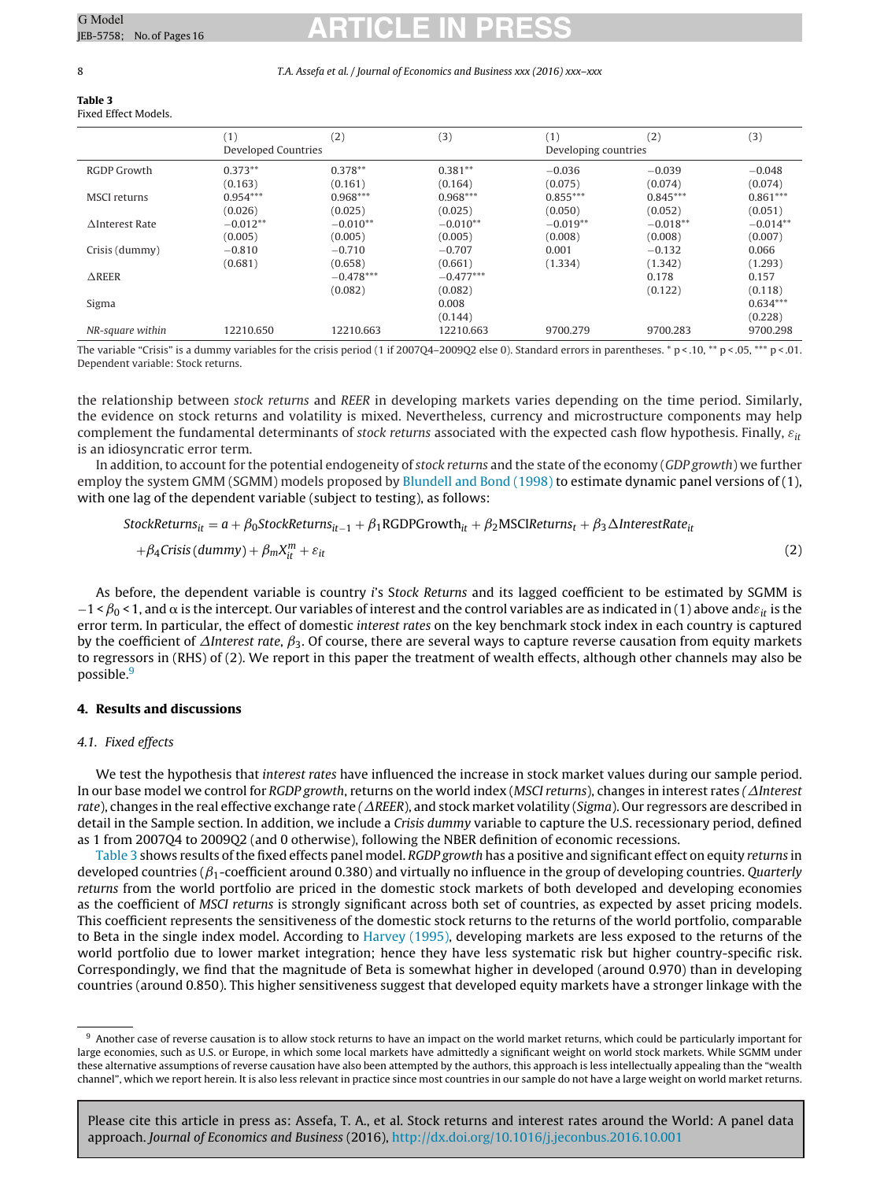**Table 3**
Fixed Effect Models.

| | (1) Developed Countries | (2) | (3) | (1) Developing countries | (2) | (3) |
|---|---|---|---|---|---|---|
| RGDP Growth | 0.373** | 0.378** | 0.381** | −0.036 | −0.039 | −0.048 |
| | (0.163) | (0.161) | (0.164) | (0.075) | (0.074) | (0.074) |
| MSCI returns | 0.954*** | 0.968*** | 0.968*** | 0.855*** | 0.845*** | 0.861*** |
| | (0.026) | (0.025) | (0.025) | (0.050) | (0.052) | (0.051) |
| ΔInterest Rate | −0.012** | −0.010** | −0.010** | −0.019** | −0.018** | −0.014** |
| | (0.005) | (0.005) | (0.005) | (0.008) | (0.008) | (0.007) |
| Crisis (dummy) | −0.810 | −0.710 | −0.707 | 0.001 | −0.132 | 0.066 |
| | (0.681) | (0.658) | (0.661) | (1.334) | (1.342) | (1.293) |
| ΔREER | | −0.478*** | −0.477*** | | 0.178 | 0.157 |
| | | (0.082) | (0.082) | | (0.122) | (0.118) |
| Sigma | | | 0.008 | | | 0.634*** |
| | | | (0.144) | | | (0.228) |
| *NR-square within* | 12210.650 | 12210.663 | 12210.663 | 9700.279 | 9700.283 | 9700.298 |

The variable "Crisis" is a dummy variables for the crisis period (1 if 2007Q4–2009Q2 else 0). Standard errors in parentheses. * p < .10, ** p < .05, *** p < .01. Dependent variable: Stock returns.

the relationship between *stock returns* and *REER* in developing markets varies depending on the time period. Similarly, the evidence on stock returns and volatility is mixed. Nevertheless, currency and microstructure components may help complement the fundamental determinants of *stock returns* associated with the expected cash flow hypothesis. Finally, $\varepsilon_{it}$ is an idiosyncratic error term.

In addition, to account for the potential endogeneity of *stock returns* and the state of the economy (*GDP growth*) we further employ the system GMM (SGMM) models proposed by Blundell and Bond (1998) to estimate dynamic panel versions of (1), with one lag of the dependent variable (subject to testing), as follows:

$$StockReturns_{it} = a + \beta_0 StockReturns_{it-1} + \beta_1 \text{RGDPGrowth}_{it} + \beta_2 \text{MSCI}Returns_t + \beta_3 \Delta InterestRate_{it}$$
$$+ \beta_4 Crisis\,(dummy) + \beta_m X_{it}^m + \varepsilon_{it} \tag{2}$$

As before, the dependent variable is country *i*'s S*tock Returns* and its lagged coefficient to be estimated by SGMM is $-1 < \beta_0 < 1$, and α is the intercept. Our variables of interest and the control variables are as indicated in (1) above and $\varepsilon_{it}$ is the error term. In particular, the effect of domestic *interest rates* on the key benchmark stock index in each country is captured by the coefficient of *ΔInterest rate*, $\beta_3$. Of course, there are several ways to capture reverse causation from equity markets to regressors in (RHS) of (2). We report in this paper the treatment of wealth effects, although other channels may also be possible.[9]

## 4. Results and discussions

### 4.1. Fixed effects

We test the hypothesis that *interest rates* have influenced the increase in stock market values during our sample period. In our base model we control for *RGDP growth*, returns on the world index (*MSCI returns*), changes in interest rates *(ΔInterest rate*), changes in the real effective exchange rate *(ΔREER*), and stock market volatility (*Sigma*). Our regressors are described in detail in the Sample section. In addition, we include a *Crisis dummy* variable to capture the U.S. recessionary period, defined as 1 from 2007Q4 to 2009Q2 (and 0 otherwise), following the NBER definition of economic recessions.

Table 3 shows results of the fixed effects panel model. *RGDP growth* has a positive and significant effect on equity *returns* in developed countries ($\beta_1$-coefficient around 0.380) and virtually no influence in the group of developing countries. *Quarterly returns* from the world portfolio are priced in the domestic stock markets of both developed and developing economies as the coefficient of *MSCI returns* is strongly significant across both set of countries, as expected by asset pricing models. This coefficient represents the sensitiveness of the domestic stock returns to the returns of the world portfolio, comparable to Beta in the single index model. According to Harvey (1995), developing markets are less exposed to the returns of the world portfolio due to lower market integration; hence they have less systematic risk but higher country-specific risk. Correspondingly, we find that the magnitude of Beta is somewhat higher in developed (around 0.970) than in developing countries (around 0.850). This higher sensitiveness suggest that developed equity markets have a stronger linkage with the

[9] Another case of reverse causation is to allow stock returns to have an impact on the world market returns, which could be particularly important for large economies, such as U.S. or Europe, in which some local markets have admittedly a significant weight on world stock markets. While SGMM under these alternative assumptions of reverse causation have also been attempted by the authors, this approach is less intellectually appealing than the "wealth channel", which we report herein. It is also less relevant in practice since most countries in our sample do not have a large weight on world market returns.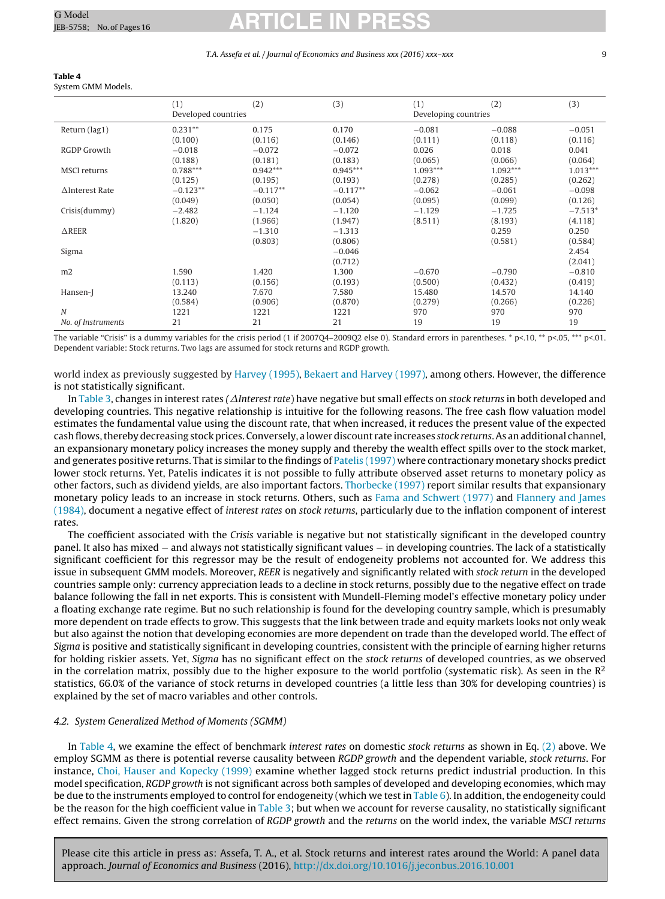**Table 4**
System GMM Models.

| | (1) Developed countries | (2) | (3) | (1) Developing countries | (2) | (3) |
|---|---|---|---|---|---|---|
| Return (lag1) | 0.231** | 0.175 | 0.170 | −0.081 | −0.088 | −0.051 |
| | (0.100) | (0.116) | (0.146) | (0.111) | (0.118) | (0.116) |
| RGDP Growth | −0.018 | −0.072 | −0.072 | 0.026 | 0.018 | 0.041 |
| | (0.188) | (0.181) | (0.183) | (0.065) | (0.066) | (0.064) |
| MSCI returns | 0.788*** | 0.942*** | 0.945*** | 1.093*** | 1.092*** | 1.013*** |
| | (0.125) | (0.195) | (0.193) | (0.278) | (0.285) | (0.262) |
| ΔInterest Rate | −0.123** | −0.117** | −0.117** | −0.062 | −0.061 | −0.098 |
| | (0.049) | (0.050) | (0.054) | (0.095) | (0.099) | (0.126) |
| Crisis(dummy) | −2.482 | −1.124 | −1.120 | −1.129 | −1.725 | −7.513* |
| | (1.820) | (1.966) | (1.947) | (8.511) | (8.193) | (4.118) |
| ΔREER | | −1.310 | −1.313 | | 0.259 | 0.250 |
| | | (0.803) | (0.806) | | (0.581) | (0.584) |
| Sigma | | | −0.046 | | | 2.454 |
| | | | (0.712) | | | (2.041) |
| m2 | 1.590 | 1.420 | 1.300 | −0.670 | −0.790 | −0.810 |
| | (0.113) | (0.156) | (0.193) | (0.500) | (0.432) | (0.419) |
| Hansen-J | 13.240 | 7.670 | 7.580 | 15.480 | 14.570 | 14.140 |
| | (0.584) | (0.906) | (0.870) | (0.279) | (0.266) | (0.226) |
| *N* | 1221 | 1221 | 1221 | 970 | 970 | 970 |
| *No. of Instruments* | 21 | 21 | 21 | 19 | 19 | 19 |

The variable "Crisis" is a dummy variables for the crisis period (1 if 2007Q4–2009Q2 else 0). Standard errors in parentheses. * p<.10, ** p<.05, *** p<.01. Dependent variable: Stock returns. Two lags are assumed for stock returns and RGDP growth.

world index as previously suggested by Harvey (1995), Bekaert and Harvey (1997), among others. However, the difference is not statistically significant.

In Table 3, changes in interest rates *(ΔInterest rate)* have negative but small effects on *stock returns* in both developed and developing countries. This negative relationship is intuitive for the following reasons. The free cash flow valuation model estimates the fundamental value using the discount rate, that when increased, it reduces the present value of the expected cash flows, thereby decreasing stock prices. Conversely, a lower discount rate increases *stock returns*. As an additional channel, an expansionary monetary policy increases the money supply and thereby the wealth effect spills over to the stock market, and generates positive returns. That is similar to the findings of Patelis (1997) where contractionary monetary shocks predict lower stock returns. Yet, Patelis indicates it is not possible to fully attribute observed asset returns to monetary policy as other factors, such as dividend yields, are also important factors. Thorbecke (1997) report similar results that expansionary monetary policy leads to an increase in stock returns. Others, such as Fama and Schwert (1977) and Flannery and James (1984), document a negative effect of *interest rates* on *stock returns*, particularly due to the inflation component of interest rates.

The coefficient associated with the *Crisis* variable is negative but not statistically significant in the developed country panel. It also has mixed – and always not statistically significant values – in developing countries. The lack of a statistically significant coefficient for this regressor may be the result of endogeneity problems not accounted for. We address this issue in subsequent GMM models. Moreover, *REER* is negatively and significantly related with *stock return* in the developed countries sample only: currency appreciation leads to a decline in stock returns, possibly due to the negative effect on trade balance following the fall in net exports. This is consistent with Mundell-Fleming model's effective monetary policy under a floating exchange rate regime. But no such relationship is found for the developing country sample, which is presumably more dependent on trade effects to grow. This suggests that the link between trade and equity markets looks not only weak but also against the notion that developing economies are more dependent on trade than the developed world. The effect of *Sigma* is positive and statistically significant in developing countries, consistent with the principle of earning higher returns for holding riskier assets. Yet, *Sigma* has no significant effect on the *stock returns* of developed countries, as we observed in the correlation matrix, possibly due to the higher exposure to the world portfolio (systematic risk). As seen in the $R^2$ statistics, 66.0% of the variance of stock returns in developed countries (a little less than 30% for developing countries) is explained by the set of macro variables and other controls.

### *4.2. System Generalized Method of Moments (SGMM)*

In Table 4, we examine the effect of benchmark *interest rates* on domestic *stock returns* as shown in Eq. (2) above. We employ SGMM as there is potential reverse causality between *RGDP growth* and the dependent variable, *stock returns*. For instance, Choi, Hauser and Kopecky (1999) examine whether lagged stock returns predict industrial production. In this model specification, *RGDP growth* is not significant across both samples of developed and developing economies, which may be due to the instruments employed to control for endogeneity (which we test in Table 6). In addition, the endogeneity could be the reason for the high coefficient value in Table 3; but when we account for reverse causality, no statistically significant effect remains. Given the strong correlation of *RGDP growth* and the *returns* on the world index, the variable *MSCI returns*

Please cite this article in press as: Assefa, T. A., et al. Stock returns and interest rates around the World: A panel data approach. *Journal of Economics and Business* (2016), http://dx.doi.org/10.1016/j.jeconbus.2016.10.001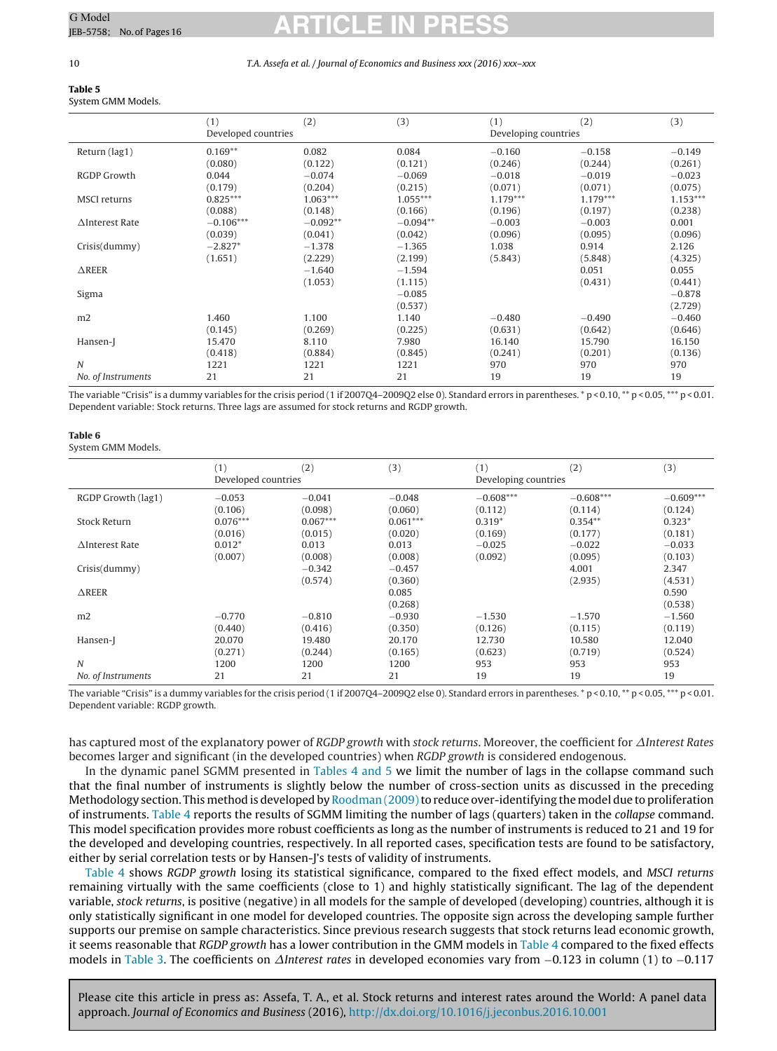**Table 5**
System GMM Models.

| | (1) Developed countries | (2) | (3) | (1) Developing countries | (2) | (3) |
|---|---|---|---|---|---|---|
| Return (lag1) | 0.169** | 0.082 | 0.084 | −0.160 | −0.158 | −0.149 |
| | (0.080) | (0.122) | (0.121) | (0.246) | (0.244) | (0.261) |
| RGDP Growth | 0.044 | −0.074 | −0.069 | −0.018 | −0.019 | −0.023 |
| | (0.179) | (0.204) | (0.215) | (0.071) | (0.071) | (0.075) |
| MSCI returns | 0.825*** | 1.063*** | 1.055*** | 1.179*** | 1.179*** | 1.153*** |
| | (0.088) | (0.148) | (0.166) | (0.196) | (0.197) | (0.238) |
| ΔInterest Rate | −0.106*** | −0.092** | −0.094** | −0.003 | −0.003 | 0.001 |
| | (0.039) | (0.041) | (0.042) | (0.096) | (0.095) | (0.096) |
| Crisis(dummy) | −2.827* | −1.378 | −1.365 | 1.038 | 0.914 | 2.126 |
| | (1.651) | (2.229) | (2.199) | (5.843) | (5.848) | (4.325) |
| ΔREER | | −1.640 | −1.594 | | 0.051 | 0.055 |
| | | (1.053) | (1.115) | | (0.431) | (0.441) |
| Sigma | | | −0.085 | | | −0.878 |
| | | | (0.537) | | | (2.729) |
| m2 | 1.460 | 1.100 | 1.140 | −0.480 | −0.490 | −0.460 |
| | (0.145) | (0.269) | (0.225) | (0.631) | (0.642) | (0.646) |
| Hansen-J | 15.470 | 8.110 | 7.980 | 16.140 | 15.790 | 16.150 |
| | (0.418) | (0.884) | (0.845) | (0.241) | (0.201) | (0.136) |
| *N* | 1221 | 1221 | 1221 | 970 | 970 | 970 |
| *No. of Instruments* | 21 | 21 | 21 | 19 | 19 | 19 |

The variable "Crisis" is a dummy variables for the crisis period (1 if 2007Q4–2009Q2 else 0). Standard errors in parentheses. * $p < 0.10$, ** $p < 0.05$, *** $p < 0.01$. Dependent variable: Stock returns. Three lags are assumed for stock returns and RGDP growth.

**Table 6**
System GMM Models.

| | (1) Developed countries | (2) | (3) | (1) Developing countries | (2) | (3) |
|---|---|---|---|---|---|---|
| RGDP Growth (lag1) | −0.053 | −0.041 | −0.048 | −0.608*** | −0.608*** | −0.609*** |
| | (0.106) | (0.098) | (0.060) | (0.112) | (0.114) | (0.124) |
| Stock Return | 0.076*** | 0.067*** | 0.061*** | 0.319* | 0.354** | 0.323* |
| | (0.016) | (0.015) | (0.020) | (0.169) | (0.177) | (0.181) |
| ΔInterest Rate | 0.012* | 0.013 | 0.013 | −0.025 | −0.022 | −0.033 |
| | (0.007) | (0.008) | (0.008) | (0.092) | (0.095) | (0.103) |
| Crisis(dummy) | | −0.342 | −0.457 | | 4.001 | 2.347 |
| | | (0.574) | (0.360) | | (2.935) | (4.531) |
| ΔREER | | | 0.085 | | | 0.590 |
| | | | (0.268) | | | (0.538) |
| m2 | −0.770 | −0.810 | −0.930 | −1.530 | −1.570 | −1.560 |
| | (0.440) | (0.416) | (0.350) | (0.126) | (0.115) | (0.119) |
| Hansen-J | 20.070 | 19.480 | 20.170 | 12.730 | 10.580 | 12.040 |
| | (0.271) | (0.244) | (0.165) | (0.623) | (0.719) | (0.524) |
| *N* | 1200 | 1200 | 1200 | 953 | 953 | 953 |
| *No. of Instruments* | 21 | 21 | 21 | 19 | 19 | 19 |

The variable "Crisis" is a dummy variables for the crisis period (1 if 2007Q4–2009Q2 else 0). Standard errors in parentheses. * $p < 0.10$, ** $p < 0.05$, *** $p < 0.01$. Dependent variable: RGDP growth.

has captured most of the explanatory power of *RGDP growth* with *stock returns*. Moreover, the coefficient for *ΔInterest Rates* becomes larger and significant (in the developed countries) when *RGDP growth* is considered endogenous.

In the dynamic panel SGMM presented in Tables 4 and 5 we limit the number of lags in the collapse command such that the final number of instruments is slightly below the number of cross-section units as discussed in the preceding Methodology section. This method is developed by Roodman (2009) to reduce over-identifying the model due to proliferation of instruments. Table 4 reports the results of SGMM limiting the number of lags (quarters) taken in the *collapse* command. This model specification provides more robust coefficients as long as the number of instruments is reduced to 21 and 19 for the developed and developing countries, respectively. In all reported cases, specification tests are found to be satisfactory, either by serial correlation tests or by Hansen-J's tests of validity of instruments.

Table 4 shows *RGDP growth* losing its statistical significance, compared to the fixed effect models, and *MSCI returns* remaining virtually with the same coefficients (close to 1) and highly statistically significant. The lag of the dependent variable, *stock returns*, is positive (negative) in all models for the sample of developed (developing) countries, although it is only statistically significant in one model for developed countries. The opposite sign across the developing sample further supports our premise on sample characteristics. Since previous research suggests that stock returns lead economic growth, it seems reasonable that *RGDP growth* has a lower contribution in the GMM models in Table 4 compared to the fixed effects models in Table 3. The coefficients on *ΔInterest rates* in developed economies vary from −0.123 in column (1) to −0.117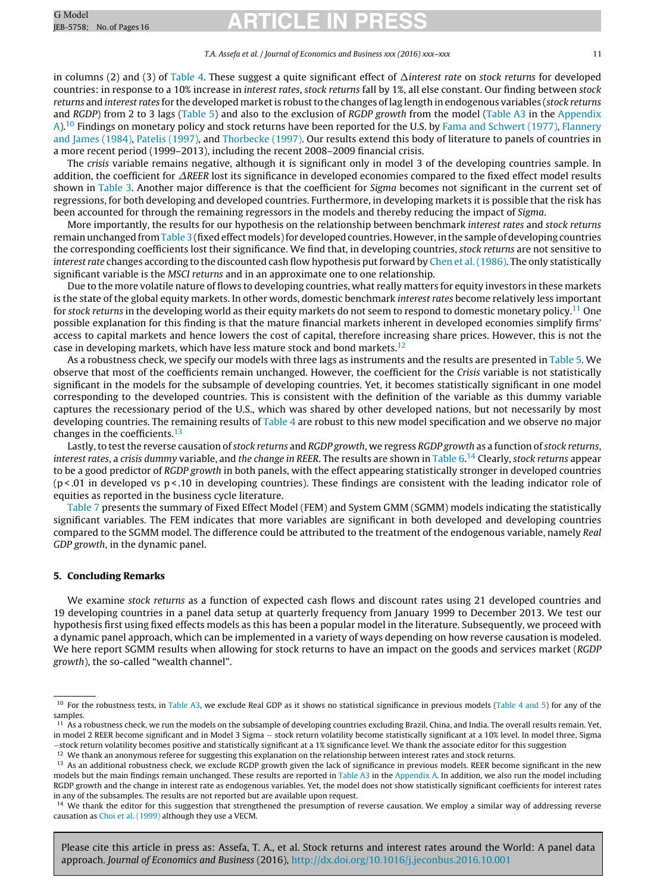in columns (2) and (3) of Table 4. These suggest a quite significant effect of $\Delta$*interest rate* on *stock returns* for developed countries: in response to a 10% increase in *interest rates*, *stock returns* fall by 1%, all else constant. Our finding between *stock returns* and *interest rates* for the developed market is robust to the changes of lag length in endogenous variables (*stock returns* and *RGDP*) from 2 to 3 lags (Table 5) and also to the exclusion of *RGDP growth* from the model (Table A3 in the Appendix A).[10] Findings on monetary policy and stock returns have been reported for the U.S. by Fama and Schwert (1977), Flannery and James (1984), Patelis (1997), and Thorbecke (1997). Our results extend this body of literature to panels of countries in a more recent period (1999–2013), including the recent 2008–2009 financial crisis.

The *crisis* variable remains negative, although it is significant only in model 3 of the developing countries sample. In addition, the coefficient for $\Delta$*REER* lost its significance in developed economies compared to the fixed effect model results shown in Table 3. Another major difference is that the coefficient for *Sigma* becomes not significant in the current set of regressions, for both developing and developed countries. Furthermore, in developing markets it is possible that the risk has been accounted for through the remaining regressors in the models and thereby reducing the impact of *Sigma*.

More importantly, the results for our hypothesis on the relationship between benchmark *interest rates* and *stock returns* remain unchanged from Table 3 (fixed effect models) for developed countries. However, in the sample of developing countries the corresponding coefficients lost their significance. We find that, in developing countries, *stock returns* are not sensitive to *interest rate* changes according to the discounted cash flow hypothesis put forward by Chen et al. (1986). The only statistically significant variable is the *MSCI returns* and in an approximate one to one relationship.

Due to the more volatile nature of flows to developing countries, what really matters for equity investors in these markets is the state of the global equity markets. In other words, domestic benchmark *interest rates* become relatively less important for *stock returns* in the developing world as their equity markets do not seem to respond to domestic monetary policy.[11] One possible explanation for this finding is that the mature financial markets inherent in developed economies simplify firms' access to capital markets and hence lowers the cost of capital, therefore increasing share prices. However, this is not the case in developing markets, which have less mature stock and bond markets.[12]

As a robustness check, we specify our models with three lags as instruments and the results are presented in Table 5. We observe that most of the coefficients remain unchanged. However, the coefficient for the *Crisis* variable is not statistically significant in the models for the subsample of developing countries. Yet, it becomes statistically significant in one model corresponding to the developed countries. This is consistent with the definition of the variable as this dummy variable captures the recessionary period of the U.S., which was shared by other developed nations, but not necessarily by most developing countries. The remaining results of Table 4 are robust to this new model specification and we observe no major changes in the coefficients.[13]

Lastly, to test the reverse causation of *stock returns* and *RGDP growth*, we regress *RGDP growth* as a function of *stock returns*, *interest rates*, a *crisis dummy* variable, and *the change in REER*. The results are shown in Table 6.[14] Clearly, *stock returns* appear to be a good predictor of *RGDP growth* in both panels, with the effect appearing statistically stronger in developed countries ($p<.01$ in developed vs $p<.10$ in developing countries). These findings are consistent with the leading indicator role of equities as reported in the business cycle literature.

Table 7 presents the summary of Fixed Effect Model (FEM) and System GMM (SGMM) models indicating the statistically significant variables. The FEM indicates that more variables are significant in both developed and developing countries compared to the SGMM model. The difference could be attributed to the treatment of the endogenous variable, namely *Real GDP growth*, in the dynamic panel.

## 5. Concluding Remarks

We examine *stock returns* as a function of expected cash flows and discount rates using 21 developed countries and 19 developing countries in a panel data setup at quarterly frequency from January 1999 to December 2013. We test our hypothesis first using fixed effects models as this has been a popular model in the literature. Subsequently, we proceed with a dynamic panel approach, which can be implemented in a variety of ways depending on how reverse causation is modeled. We here report SGMM results when allowing for stock returns to have an impact on the goods and services market (*RGDP growth*), the so-called "wealth channel".

---

[10] For the robustness tests, in Table A3, we exclude Real GDP as it shows no statistical significance in previous models (Table 4 and 5) for any of the samples.

[11] As a robustness check, we run the models on the subsample of developing countries excluding Brazil, China, and India. The overall results remain. Yet, in model 2 REER become significant and in Model 3 Sigma − stock return volatility become statistically significant at a 10% level. In model three, Sigma −stock return volatility becomes positive and statistically significant at a 1% significance level. We thank the associate editor for this suggestion

[12] We thank an anonymous referee for suggesting this explanation on the relationship between interest rates and stock returns.

[13] As an additional robustness check, we exclude RGDP growth given the lack of significance in previous models. REER become significant in the new models but the main findings remain unchanged. These results are reported in Table A3 in the Appendix A. In addition, we also run the model including RGDP growth and the change in interest rate as endogenous variables. Yet, the model does not show statistically significant coefficients for interest rates in any of the subsamples. The results are not reported but are available upon request.

[14] We thank the editor for this suggestion that strengthened the presumption of reverse causation. We employ a similar way of addressing reverse causation as Choi et al. (1999) although they use a VECM.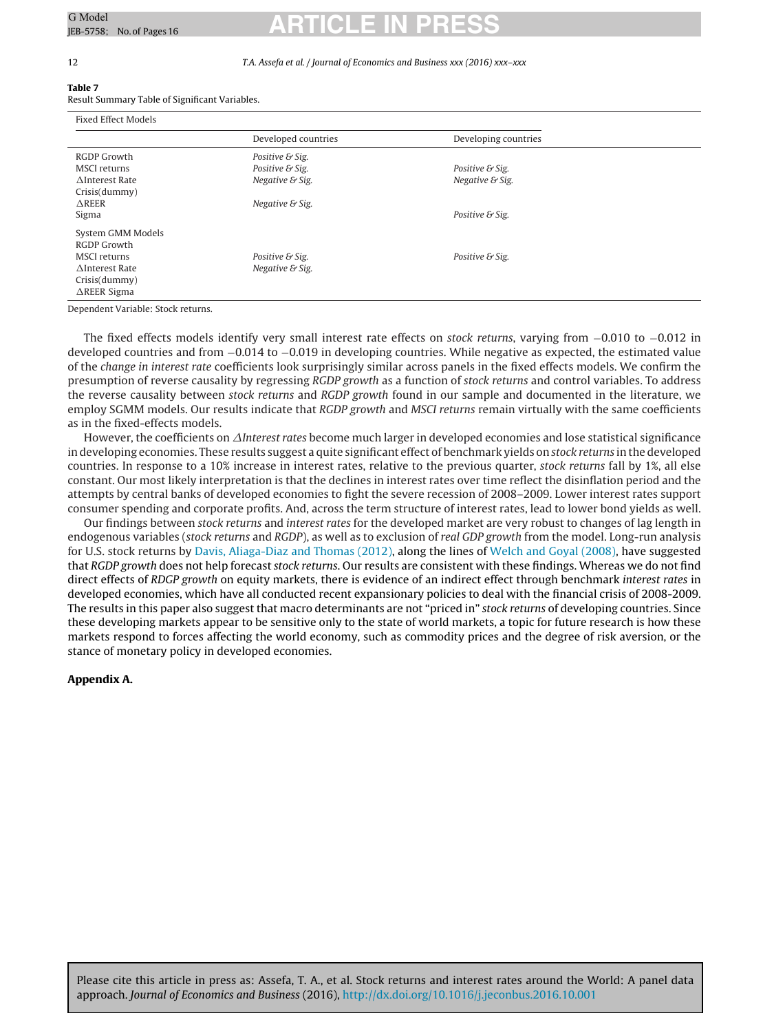**Table 7**
Result Summary Table of Significant Variables.

| Fixed Effect Models | | |
|---|---|---|
| | Developed countries | Developing countries |
| RGDP Growth | *Positive & Sig.* | |
| MSCI returns | *Positive & Sig.* | *Positive & Sig.* |
| $\triangle$Interest Rate | *Negative & Sig.* | *Negative & Sig.* |
| Crisis(dummy) | | |
| $\triangle$REER | *Negative & Sig.* | |
| Sigma | | *Positive & Sig.* |
| System GMM Models | | |
| RGDP Growth | | |
| MSCI returns | *Positive & Sig.* | *Positive & Sig.* |
| $\triangle$Interest Rate | *Negative & Sig.* | |
| Crisis(dummy) | | |
| $\triangle$REER Sigma | | |

Dependent Variable: Stock returns.

The fixed effects models identify very small interest rate effects on *stock returns*, varying from −0.010 to −0.012 in developed countries and from −0.014 to −0.019 in developing countries. While negative as expected, the estimated value of the *change in interest rate* coefficients look surprisingly similar across panels in the fixed effects models. We confirm the presumption of reverse causality by regressing *RGDP growth* as a function of *stock returns* and control variables. To address the reverse causality between *stock returns* and *RGDP growth* found in our sample and documented in the literature, we employ SGMM models. Our results indicate that *RGDP growth* and *MSCI returns* remain virtually with the same coefficients as in the fixed-effects models.

However, the coefficients on *$\triangle$Interest rates* become much larger in developed economies and lose statistical significance in developing economies. These results suggest a quite significant effect of benchmark yields on *stock returns* in the developed countries. In response to a 10% increase in interest rates, relative to the previous quarter, *stock returns* fall by 1%, all else constant. Our most likely interpretation is that the declines in interest rates over time reflect the disinflation period and the attempts by central banks of developed economies to fight the severe recession of 2008–2009. Lower interest rates support consumer spending and corporate profits. And, across the term structure of interest rates, lead to lower bond yields as well.

Our findings between *stock returns* and *interest rates* for the developed market are very robust to changes of lag length in endogenous variables (*stock returns* and *RGDP*), as well as to exclusion of *real GDP growth* from the model. Long-run analysis for U.S. stock returns by Davis, Aliaga-Diaz and Thomas (2012), along the lines of Welch and Goyal (2008), have suggested that *RGDP growth* does not help forecast *stock returns*. Our results are consistent with these findings. Whereas we do not find direct effects of *RDGP growth* on equity markets, there is evidence of an indirect effect through benchmark *interest rates* in developed economies, which have all conducted recent expansionary policies to deal with the financial crisis of 2008-2009. The results in this paper also suggest that macro determinants are not "priced in" *stock returns* of developing countries. Since these developing markets appear to be sensitive only to the state of world markets, a topic for future research is how these markets respond to forces affecting the world economy, such as commodity prices and the degree of risk aversion, or the stance of monetary policy in developed economies.

## Appendix A.

Please cite this article in press as: Assefa, T. A., et al. Stock returns and interest rates around the World: A panel data approach. *Journal of Economics and Business* (2016), http://dx.doi.org/10.1016/j.jeconbus.2016.10.001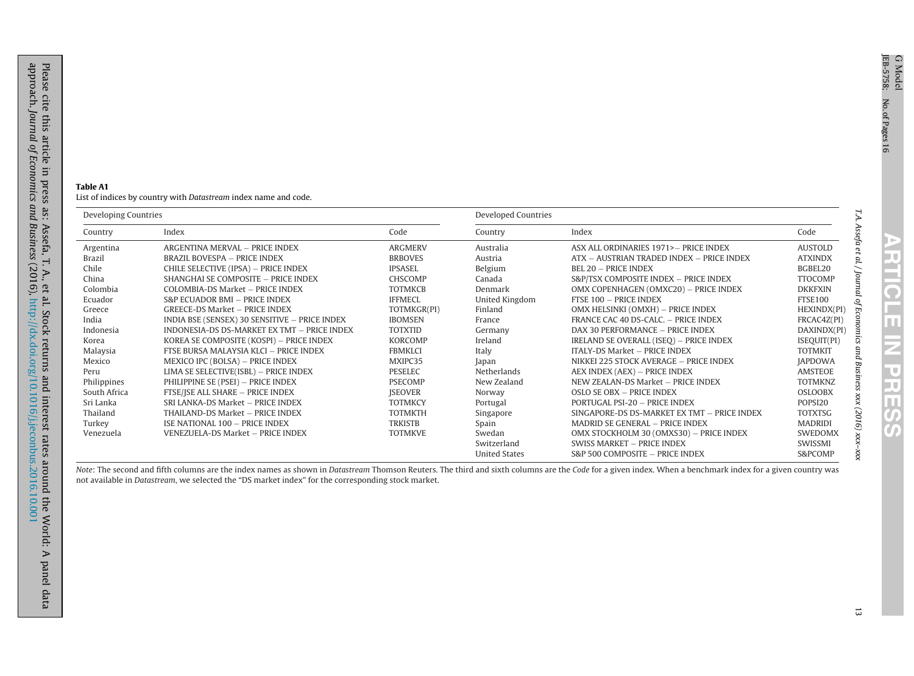**Table A1**
List of indices by country with *Datastream* index name and code.

| Developing Countries | | | Developed Countries | | |
|---|---|---|---|---|---|
| Country | Index | Code | Country | Index | Code |
| Argentina | ARGENTINA MERVAL – PRICE INDEX | ARGMERV | Australia | ASX ALL ORDINARIES 1971>– PRICE INDEX | AUSTOLD |
| Brazil | BRAZIL BOVESPA – PRICE INDEX | BRBOVES | Austria | ATX – AUSTRIAN TRADED INDEX – PRICE INDEX | ATXINDX |
| Chile | CHILE SELECTIVE (IPSA) – PRICE INDEX | IPSASEL | Belgium | BEL 20 – PRICE INDEX | BGBEL20 |
| China | SHANGHAI SE COMPOSITE – PRICE INDEX | CHSCOMP | Canada | S&P/TSX COMPOSITE INDEX – PRICE INDEX | TTOCOMP |
| Colombia | COLOMBIA-DS Market – PRICE INDEX | TOTMKCB | Denmark | OMX COPENHAGEN (OMXC20) – PRICE INDEX | DKKFXIN |
| Ecuador | S&P ECUADOR BMI – PRICE INDEX | IFFMECL | United Kingdom | FTSE 100 – PRICE INDEX | FTSE100 |
| Greece | GREECE-DS Market – PRICE INDEX | TOTMKGR(PI) | Finland | OMX HELSINKI (OMXH) – PRICE INDEX | HEXINDX(PI) |
| India | INDIA BSE (SENSEX) 30 SENSITIVE – PRICE INDEX | IBOMSEN | France | FRANCE CAC 40 DS-CALC. – PRICE INDEX | FRCAC4Z(PI) |
| Indonesia | INDONESIA-DS-MARKET EX TMT – PRICE INDEX | TOTXTID | Germany | DAX 30 PERFORMANCE – PRICE INDEX | DAXINDX(PI) |
| Korea | KOREA SE COMPOSITE (KOSPI) – PRICE INDEX | KORCOMP | Ireland | IRELAND SE OVERALL (ISEQ) – PRICE INDEX | ISEQUIT(PI) |
| Malaysia | FTSE BURSA MALAYSIA KLCI – PRICE INDEX | FBMKLCI | Italy | ITALY-DS Market – PRICE INDEX | TOTMKIT |
| Mexico | MEXICO IPC (BOLSA) – PRICE INDEX | MXIPC35 | Japan | NIKKEI 225 STOCK AVERAGE – PRICE INDEX | JAPDOWA |
| Peru | LIMA SE SELECTIVE(ISBL) – PRICE INDEX | PESELEC | Netherlands | AEX INDEX (AEX) – PRICE INDEX | AMSTEOE |
| Philippines | PHILIPPINE SE (PSEI) – PRICE INDEX | PSECOMP | New Zealand | NEW ZEALAN-DS Market – PRICE INDEX | TOTMKNZ |
| South Africa | FTSE/JSE ALL SHARE – PRICE INDEX | JSEOVER | Norway | OSLO SE OBX – PRICE INDEX | OSLOOBX |
| Sri Lanka | SRI LANKA-DS Market – PRICE INDEX | TOTMKCY | Portugal | PORTUGAL PSI-20 – PRICE INDEX | POPSI20 |
| Thailand | THAILAND-DS Market – PRICE INDEX | TOTMKTH | Singapore | SINGAPORE-DS DS-MARKET EX TMT – PRICE INDEX | TOTXTSG |
| Turkey | ISE NATIONAL 100 – PRICE INDEX | TRKISTB | Spain | MADRID SE GENERAL – PRICE INDEX | MADRIDI |
| Venezuela | VENEZUELA-DS Market – PRICE INDEX | TOTMKVE | Swedan | OMX STOCKHOLM 30 (OMXS30) – PRICE INDEX | SWEDOMX |
| | | | Switzerland | SWISS MARKET – PRICE INDEX | SWISSMI |
| | | | United States | S&P 500 COMPOSITE – PRICE INDEX | S&PCOMP |

*Note*: The second and fifth columns are the index names as shown in *Datastream* Thomson Reuters. The third and sixth columns are the *Code* for a given index. When a benchmark index for a given country was not available in *Datastream*, we selected the "DS market index" for the corresponding stock market.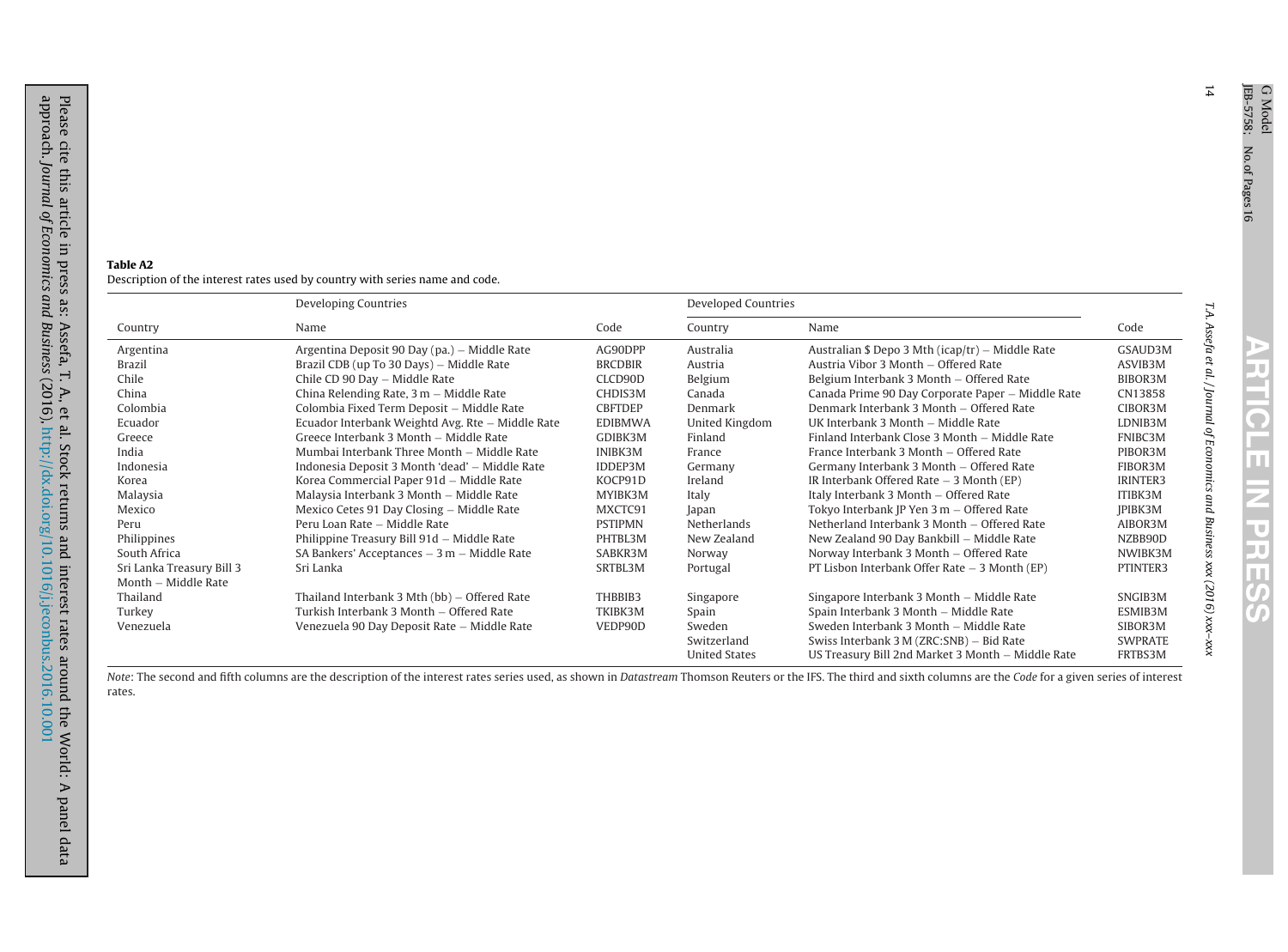**Table A2**
Description of the interest rates used by country with series name and code.

| Developing Countries | | | Developed Countries | | |
|---|---|---|---|---|---|
| Country | Name | Code | Country | Name | Code |
| Argentina | Argentina Deposit 90 Day (pa.) – Middle Rate | AG90DPP | Australia | Australian $ Depo 3 Mth (icap/tr) – Middle Rate | GSAUD3M |
| Brazil | Brazil CDB (up To 30 Days) – Middle Rate | BRCDBIR | Austria | Austria Vibor 3 Month – Offered Rate | ASVIB3M |
| Chile | Chile CD 90 Day – Middle Rate | CLCD90D | Belgium | Belgium Interbank 3 Month – Offered Rate | BIBOR3M |
| China | China Relending Rate, 3 m – Middle Rate | CHDIS3M | Canada | Canada Prime 90 Day Corporate Paper – Middle Rate | CN13858 |
| Colombia | Colombia Fixed Term Deposit – Middle Rate | CBFTDEP | Denmark | Denmark Interbank 3 Month – Offered Rate | CIBOR3M |
| Ecuador | Ecuador Interbank Weightd Avg. Rte – Middle Rate | EDIBMWA | United Kingdom | UK Interbank 3 Month – Middle Rate | LDNIB3M |
| Greece | Greece Interbank 3 Month – Middle Rate | GDIBK3M | Finland | Finland Interbank Close 3 Month – Middle Rate | FNIBC3M |
| India | Mumbai Interbank Three Month – Middle Rate | INIBK3M | France | France Interbank 3 Month – Offered Rate | PIBOR3M |
| Indonesia | Indonesia Deposit 3 Month 'dead' – Middle Rate | IDDEP3M | Germany | Germany Interbank 3 Month – Offered Rate | FIBOR3M |
| Korea | Korea Commercial Paper 91d – Middle Rate | KOCP91D | Ireland | IR Interbank Offered Rate – 3 Month (EP) | IRINTER3 |
| Malaysia | Malaysia Interbank 3 Month – Middle Rate | MYIBK3M | Italy | Italy Interbank 3 Month – Offered Rate | ITIBK3M |
| Mexico | Mexico Cetes 91 Day Closing – Middle Rate | MXCTC91 | Japan | Tokyo Interbank JP Yen 3 m – Offered Rate | JPIBK3M |
| Peru | Peru Loan Rate – Middle Rate | PSTIPMN | Netherlands | Netherland Interbank 3 Month – Offered Rate | AIBOR3M |
| Philippines | Philippine Treasury Bill 91d – Middle Rate | PHTBL3M | New Zealand | New Zealand 90 Day Bankbill – Middle Rate | NZBB90D |
| South Africa | SA Bankers' Acceptances – 3 m – Middle Rate | SABKR3M | Norway | Norway Interbank 3 Month – Offered Rate | NWIBK3M |
| Sri Lanka Treasury Bill 3 Month – Middle Rate | Sri Lanka | SRTBL3M | Portugal | PT Lisbon Interbank Offer Rate – 3 Month (EP) | PTINTER3 |
| Thailand | Thailand Interbank 3 Mth (bb) – Offered Rate | THBBIB3 | Singapore | Singapore Interbank 3 Month – Middle Rate | SNGIB3M |
| Turkey | Turkish Interbank 3 Month – Offered Rate | TKIBK3M | Spain | Spain Interbank 3 Month – Middle Rate | ESMIB3M |
| Venezuela | Venezuela 90 Day Deposit Rate – Middle Rate | VEDP90D | Sweden | Sweden Interbank 3 Month – Middle Rate | SIBOR3M |
| | | | Switzerland | Swiss Interbank 3 M (ZRC:SNB) – Bid Rate | SWPRATE |
| | | | United States | US Treasury Bill 2nd Market 3 Month – Middle Rate | FRTBS3M |

*Note*: The second and fifth columns are the description of the interest rates series used, as shown in *Datastream* Thomson Reuters or the IFS. The third and sixth columns are the *Code* for a given series of interest rates.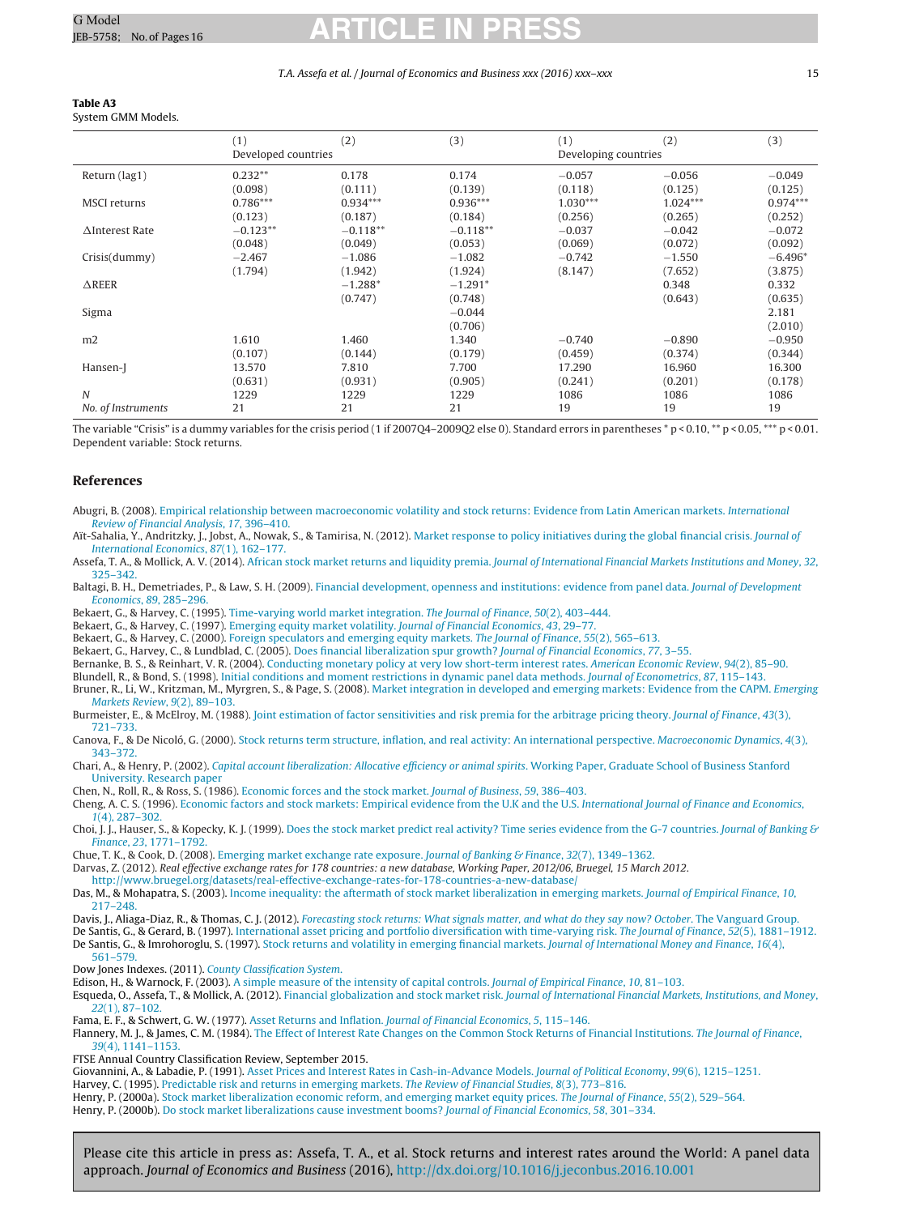**Table A3**
System GMM Models.

| | (1) Developed countries | (2) | (3) | (1) Developing countries | (2) | (3) |
|---|---|---|---|---|---|---|
| Return (lag1) | 0.232** | 0.178 | 0.174 | −0.057 | −0.056 | −0.049 |
| | (0.098) | (0.111) | (0.139) | (0.118) | (0.125) | (0.125) |
| MSCI returns | 0.786*** | 0.934*** | 0.936*** | 1.030*** | 1.024*** | 0.974*** |
| | (0.123) | (0.187) | (0.184) | (0.256) | (0.265) | (0.252) |
| ΔInterest Rate | −0.123** | −0.118** | −0.118** | −0.037 | −0.042 | −0.072 |
| | (0.048) | (0.049) | (0.053) | (0.069) | (0.072) | (0.092) |
| Crisis(dummy) | −2.467 | −1.086 | −1.082 | −0.742 | −1.550 | −6.496* |
| | (1.794) | (1.942) | (1.924) | (8.147) | (7.652) | (3.875) |
| ΔREER | | −1.288* | −1.291* | | 0.348 | 0.332 |
| | | (0.747) | (0.748) | | (0.643) | (0.635) |
| Sigma | | | −0.044 | | | 2.181 |
| | | | (0.706) | | | (2.010) |
| m2 | 1.610 | 1.460 | 1.340 | −0.740 | −0.890 | −0.950 |
| | (0.107) | (0.144) | (0.179) | (0.459) | (0.374) | (0.344) |
| Hansen-J | 13.570 | 7.810 | 7.700 | 17.290 | 16.960 | 16.300 |
| | (0.631) | (0.931) | (0.905) | (0.241) | (0.201) | (0.178) |
| *N* | 1229 | 1229 | 1229 | 1086 | 1086 | 1086 |
| *No. of Instruments* | 21 | 21 | 21 | 19 | 19 | 19 |

The variable "Crisis" is a dummy variables for the crisis period (1 if 2007Q4–2009Q2 else 0). Standard errors in parentheses * $p < 0.10$, ** $p < 0.05$, *** $p < 0.01$. Dependent variable: Stock returns.

## References

Abugri, B. (2008). Empirical relationship between macroeconomic volatility and stock returns: Evidence from Latin American markets. *International Review of Financial Analysis*, *17*, 396–410.

Ait-Sahalia, Y., Andritzky, J., Jobst, A., Nowak, S., & Tamirisa, N. (2012). Market response to policy initiatives during the global financial crisis. *Journal of International Economics*, *87*(1), 162–177.

Assefa, T. A., & Mollick, A. V. (2014). African stock market returns and liquidity premia. *Journal of International Financial Markets Institutions and Money*, *32*, 325–342.

Baltagi, B. H., Demetriades, P., & Law, S. H. (2009). Financial development, openness and institutions: evidence from panel data. *Journal of Development Economics*, *89*, 285–296.

Bekaert, G., & Harvey, C. (1995). Time-varying world market integration. *The Journal of Finance*, *50*(2), 403–444.

Bekaert, G., & Harvey, C. (1997). Emerging equity market volatility. *Journal of Financial Economics*, *43*, 29–77.

Bekaert, G., & Harvey, C. (2000). Foreign speculators and emerging equity markets. *The Journal of Finance*, *55*(2), 565–613.

Bekaert, G., Harvey, C., & Lundblad, C. (2005). Does financial liberalization spur growth? *Journal of Financial Economics*, *77*, 3–55.

Bernanke, B. S., & Reinhart, V. R. (2004). Conducting monetary policy at very low short-term interest rates. *American Economic Review*, *94*(2), 85–90.

Blundell, R., & Bond, S. (1998). Initial conditions and moment restrictions in dynamic panel data methods. *Journal of Econometrics*, *87*, 115–143.

Bruner, R., Li, W., Kritzman, M., Myrgren, S., & Page, S. (2008). Market integration in developed and emerging markets: Evidence from the CAPM. *Emerging Markets Review*, *9*(2), 89–103.

Burmeister, E., & McElroy, M. (1988). Joint estimation of factor sensitivities and risk premia for the arbitrage pricing theory. *Journal of Finance*, *43*(3), 721–733.

Canova, F., & De Nicoló, G. (2000). Stock returns term structure, inflation, and real activity: An international perspective. *Macroeconomic Dynamics*, *4*(3), 343–372.

Chari, A., & Henry, P. (2002). *Capital account liberalization: Allocative efficiency or animal spirits*. Working Paper, Graduate School of Business Stanford University. Research paper

Chen, N., Roll, R., & Ross, S. (1986). Economic forces and the stock market. *Journal of Business*, *59*, 386–403.

Cheng, A. C. S. (1996). Economic factors and stock markets: Empirical evidence from the U.K and the U.S. *International Journal of Finance and Economics*, *1*(4), 287–302.

Choi, J. J., Hauser, S., & Kopecky, K. J. (1999). Does the stock market predict real activity? Time series evidence from the G-7 countries. *Journal of Banking & Finance*, *23*, 1771–1792.

Chue, T. K., & Cook, D. (2008). Emerging market exchange rate exposure. *Journal of Banking & Finance*, *32*(7), 1349–1362.

Darvas, Z. (2012). *Real effective exchange rates for 178 countries: a new database, Working Paper, 2012/06, Bruegel, 15 March 2012*. http://www.bruegel.org/datasets/real-effective-exchange-rates-for-178-countries-a-new-database/

Das, M., & Mohapatra, S. (2003). Income inequality: the aftermath of stock market liberalization in emerging markets. *Journal of Empirical Finance*, *10*, 217–248.

Davis, J., Aliaga-Diaz, R., & Thomas, C. J. (2012). *Forecasting stock returns: What signals matter, and what do they say now? October*. The Vanguard Group.

De Santis, G., & Gerard, B. (1997). International asset pricing and portfolio diversification with time-varying risk. *The Journal of Finance*, *52*(5), 1881–1912.

De Santis, G., & Imrohoroglu, S. (1997). Stock returns and volatility in emerging financial markets. *Journal of International Money and Finance*, *16*(4), 561–579.

Dow Jones Indexes. (2011). *County Classification System*.

Edison, H., & Warnock, F. (2003). A simple measure of the intensity of capital controls. *Journal of Empirical Finance*, *10*, 81–103.

Esqueda, O., Assefa, T., & Mollick, A. (2012). Financial globalization and stock market risk. *Journal of International Financial Markets, Institutions, and Money*, *22*(1), 87–102.

Fama, E. F., & Schwert, G. W. (1977). Asset Returns and Inflation. *Journal of Financial Economics*, *5*, 115–146.

Flannery, M. J., & James, C. M. (1984). The Effect of Interest Rate Changes on the Common Stock Returns of Financial Institutions. *The Journal of Finance*, *39*(4), 1141–1153.

FTSE Annual Country Classification Review, September 2015.

Giovannini, A., & Labadie, P. (1991). Asset Prices and Interest Rates in Cash-in-Advance Models. *Journal of Political Economy*, *99*(6), 1215–1251.

Harvey, C. (1995). Predictable risk and returns in emerging markets. *The Review of Financial Studies*, *8*(3), 773–816.

Henry, P. (2000a). Stock market liberalization economic reform, and emerging market equity prices. *The Journal of Finance*, *55*(2), 529–564.

Henry, P. (2000b). Do stock market liberalizations cause investment booms? *Journal of Financial Economics*, *58*, 301–334.

Please cite this article in press as: Assefa, T. A., et al. Stock returns and interest rates around the World: A panel data approach. *Journal of Economics and Business* (2016), http://dx.doi.org/10.1016/j.jeconbus.2016.10.001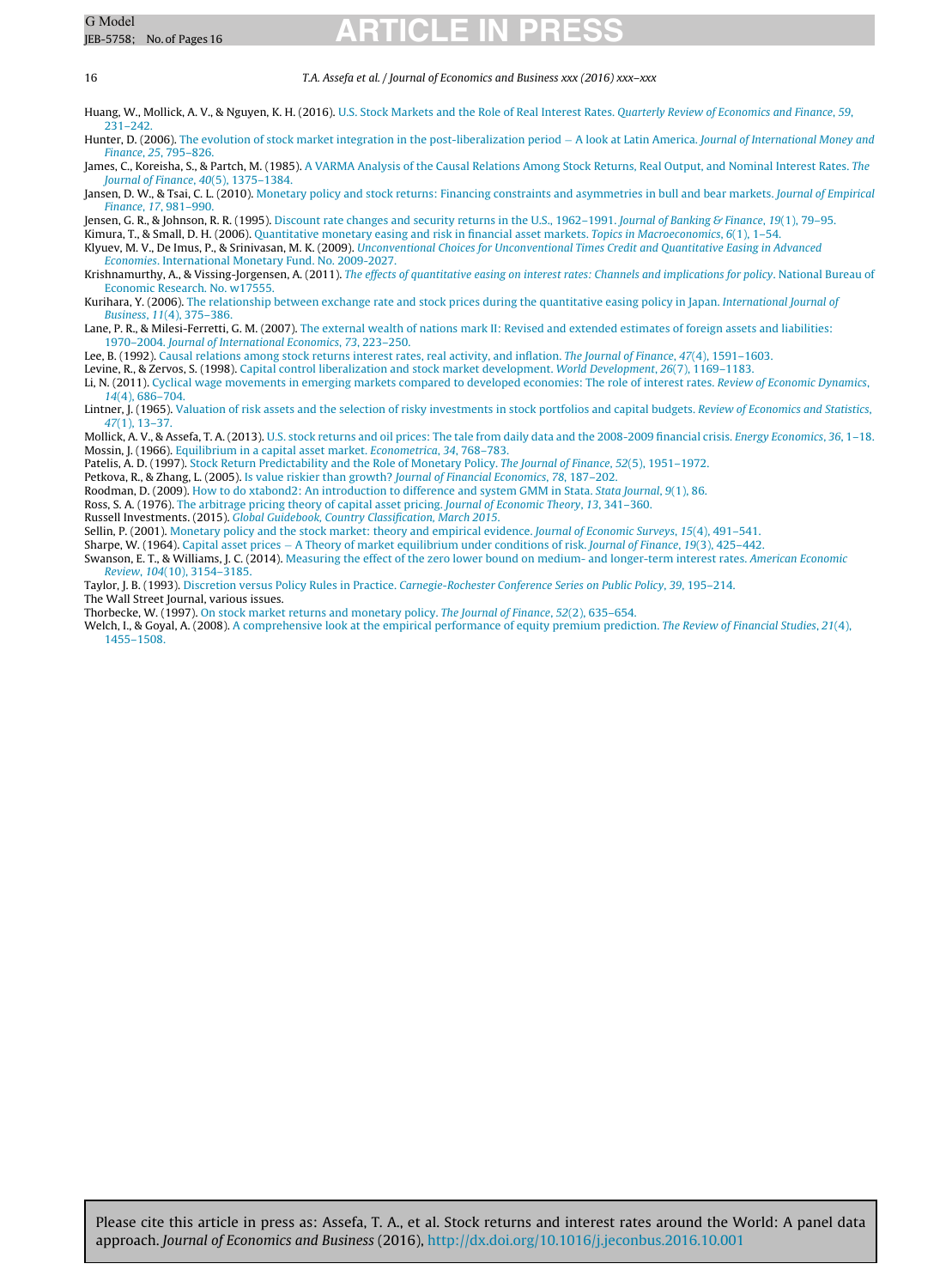Huang, W., Mollick, A. V., & Nguyen, K. H. (2016). U.S. Stock Markets and the Role of Real Interest Rates. *Quarterly Review of Economics and Finance*, *59*, 231–242.

Hunter, D. (2006). The evolution of stock market integration in the post-liberalization period – A look at Latin America. *Journal of International Money and Finance*, *25*, 795–826.

James, C., Koreisha, S., & Partch, M. (1985). A VARMA Analysis of the Causal Relations Among Stock Returns, Real Output, and Nominal Interest Rates. *The Journal of Finance*, *40*(5), 1375–1384.

Jansen, D. W., & Tsai, C. L. (2010). Monetary policy and stock returns: Financing constraints and asymmetries in bull and bear markets. *Journal of Empirical Finance*, *17*, 981–990.

Jensen, G. R., & Johnson, R. R. (1995). Discount rate changes and security returns in the U.S., 1962–1991. *Journal of Banking & Finance*, *19*(1), 79–95.

Kimura, T., & Small, D. H. (2006). Quantitative monetary easing and risk in financial asset markets. *Topics in Macroeconomics*, *6*(1), 1–54.

Klyuev, M. V., De Imus, P., & Srinivasan, M. K. (2009). *Unconventional Choices for Unconventional Times Credit and Quantitative Easing in Advanced Economies*. International Monetary Fund. No. 2009-2027.

Krishnamurthy, A., & Vissing-Jorgensen, A. (2011). *The effects of quantitative easing on interest rates: Channels and implications for policy*. National Bureau of Economic Research. No. w17555.

Kurihara, Y. (2006). The relationship between exchange rate and stock prices during the quantitative easing policy in Japan. *International Journal of Business*, *11*(4), 375–386.

Lane, P. R., & Milesi-Ferretti, G. M. (2007). The external wealth of nations mark II: Revised and extended estimates of foreign assets and liabilities: 1970–2004. *Journal of International Economics*, *73*, 223–250.

Lee, B. (1992). Causal relations among stock returns interest rates, real activity, and inflation. *The Journal of Finance*, *47*(4), 1591–1603.

Levine, R., & Zervos, S. (1998). Capital control liberalization and stock market development. *World Development*, *26*(7), 1169–1183.

Li, N. (2011). Cyclical wage movements in emerging markets compared to developed economies: The role of interest rates. *Review of Economic Dynamics*, *14*(4), 686–704.

Lintner, J. (1965). Valuation of risk assets and the selection of risky investments in stock portfolios and capital budgets. *Review of Economics and Statistics*, *47*(1), 13–37.

Mollick, A. V., & Assefa, T. A. (2013). U.S. stock returns and oil prices: The tale from daily data and the 2008-2009 financial crisis. *Energy Economics*, *36*, 1–18.

Mossin, J. (1966). Equilibrium in a capital asset market. *Econometrica*, *34*, 768–783.

Patelis, A. D. (1997). Stock Return Predictability and the Role of Monetary Policy. *The Journal of Finance*, *52*(5), 1951–1972.

Petkova, R., & Zhang, L. (2005). Is value riskier than growth? *Journal of Financial Economics*, *78*, 187–202.

Roodman, D. (2009). How to do xtabond2: An introduction to difference and system GMM in Stata. *Stata Journal*, *9*(1), 86.

Ross, S. A. (1976). The arbitrage pricing theory of capital asset pricing. *Journal of Economic Theory*, *13*, 341–360.

Russell Investments. (2015). *Global Guidebook, Country Classification, March 2015*.

Sellin, P. (2001). Monetary policy and the stock market: theory and empirical evidence. *Journal of Economic Surveys*, *15*(4), 491–541.

Sharpe, W. (1964). Capital asset prices – A Theory of market equilibrium under conditions of risk. *Journal of Finance*, *19*(3), 425–442.

Swanson, E. T., & Williams, J. C. (2014). Measuring the effect of the zero lower bound on medium- and longer-term interest rates. *American Economic Review*, *104*(10), 3154–3185.

Taylor, J. B. (1993). Discretion versus Policy Rules in Practice. *Carnegie-Rochester Conference Series on Public Policy*, *39*, 195–214.

The Wall Street Journal, various issues.

Thorbecke, W. (1997). On stock market returns and monetary policy. *The Journal of Finance*, *52*(2), 635–654.

Welch, I., & Goyal, A. (2008). A comprehensive look at the empirical performance of equity premium prediction. *The Review of Financial Studies*, *21*(4), 1455–1508.

Please cite this article in press as: Assefa, T. A., et al. Stock returns and interest rates around the World: A panel data approach. *Journal of Economics and Business* (2016), http://dx.doi.org/10.1016/j.jeconbus.2016.10.001